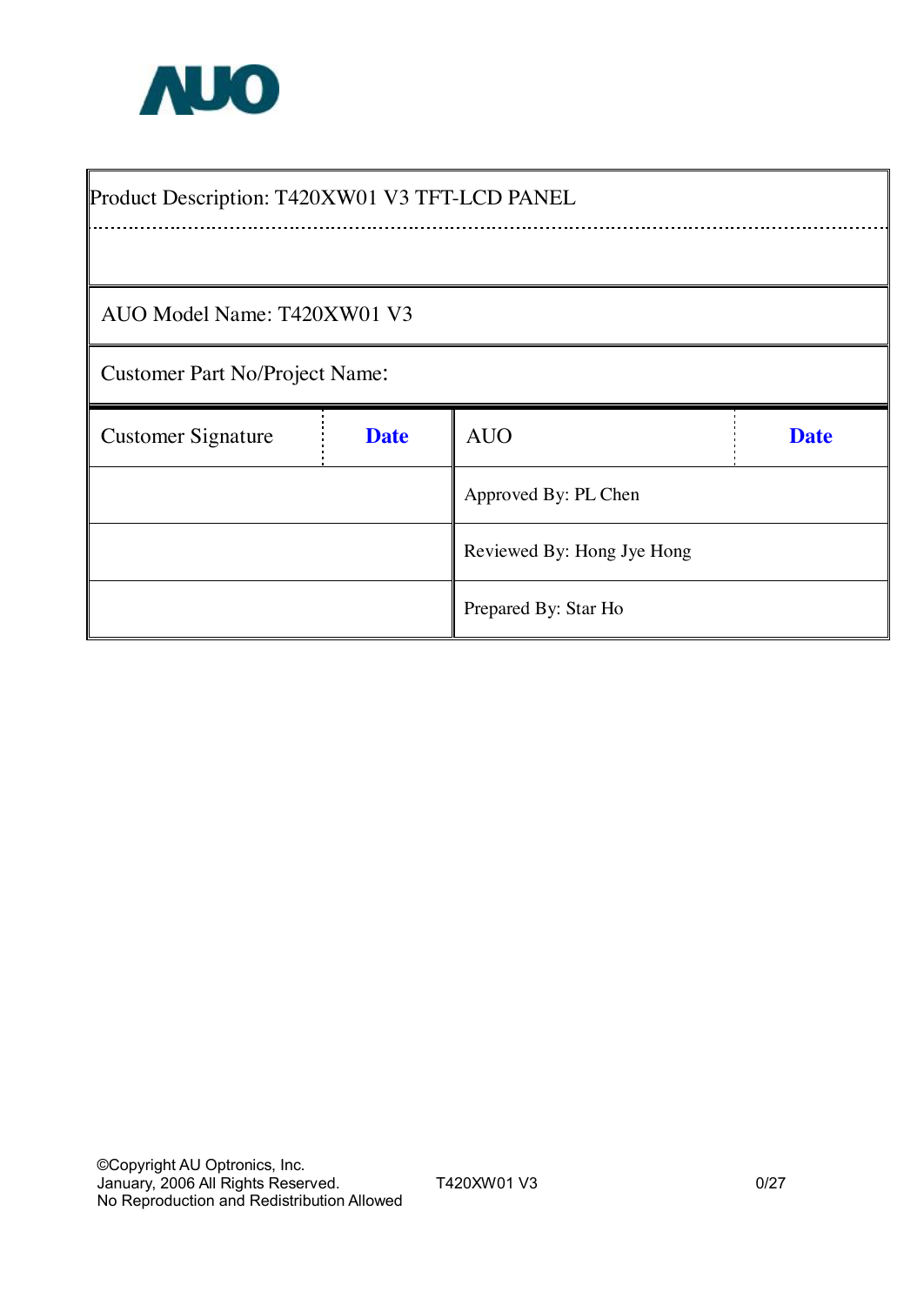AUO

| Product Description: T420XW01 V3 TFT-LCD PANEL | | | |
|---|---|---|---|
| AUO Model Name: T420XW01 V3 | | | |
| Customer Part No/Project Name: | | | |
| Customer Signature | **Date** | AUO | **Date** |
| | | Approved By: PL Chen | |
| | | Reviewed By: Hong Jye Hong | |
| | | Prepared By: Star Ho | |

©Copyright AU Optronics, Inc.
January, 2006 All Rights Reserved.
No Reproduction and Redistribution Allowed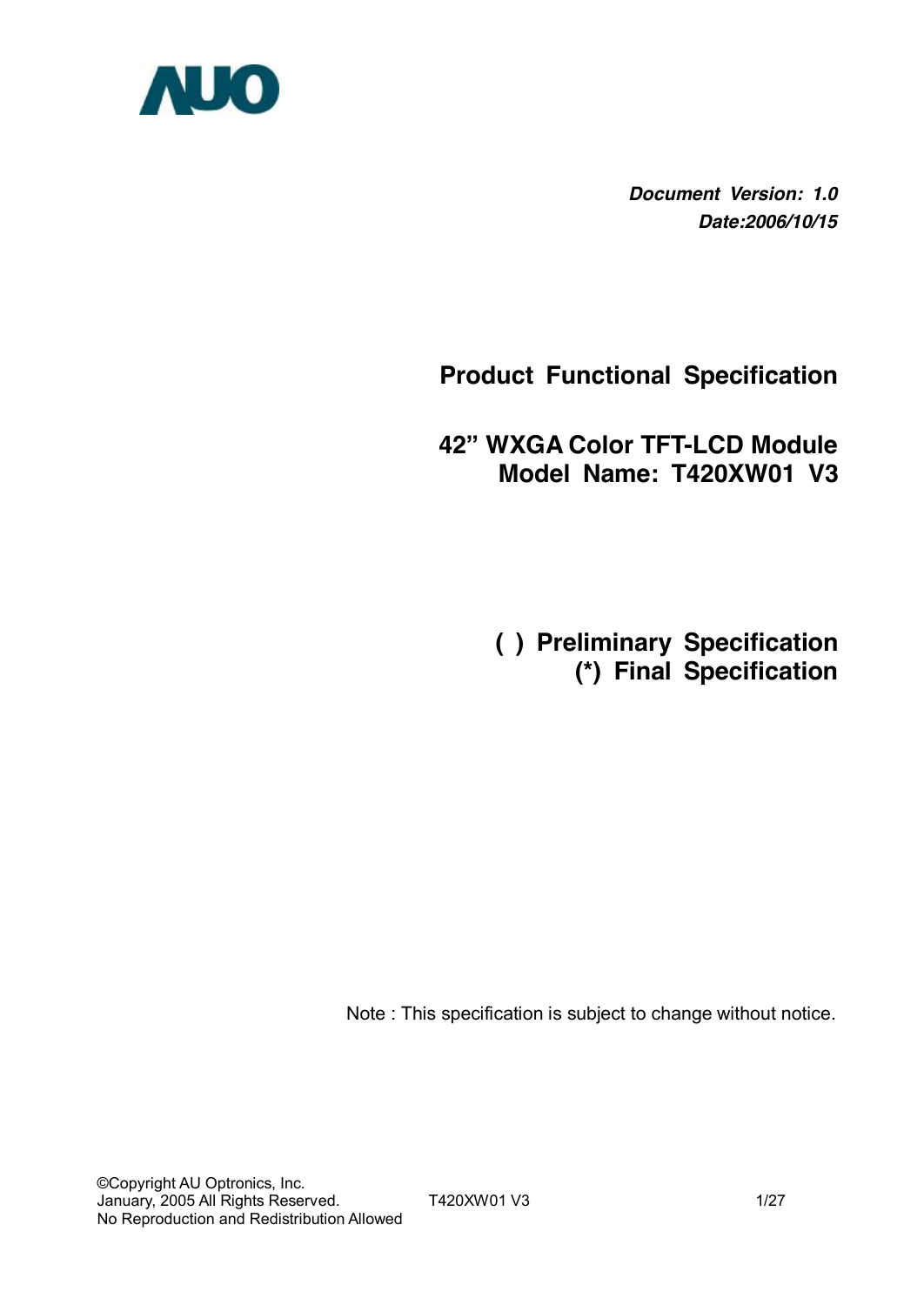***Document Version: 1.0***
***Date:2006/10/15***

# Product Functional Specification

## 42" WXGA Color TFT-LCD Module
## Model Name: T420XW01 V3

**( ) Preliminary Specification**
**(*) Final Specification**

Note : This specification is subject to change without notice.

©Copyright AU Optronics, Inc.
January, 2005 All Rights Reserved.
No Reproduction and Redistribution Allowed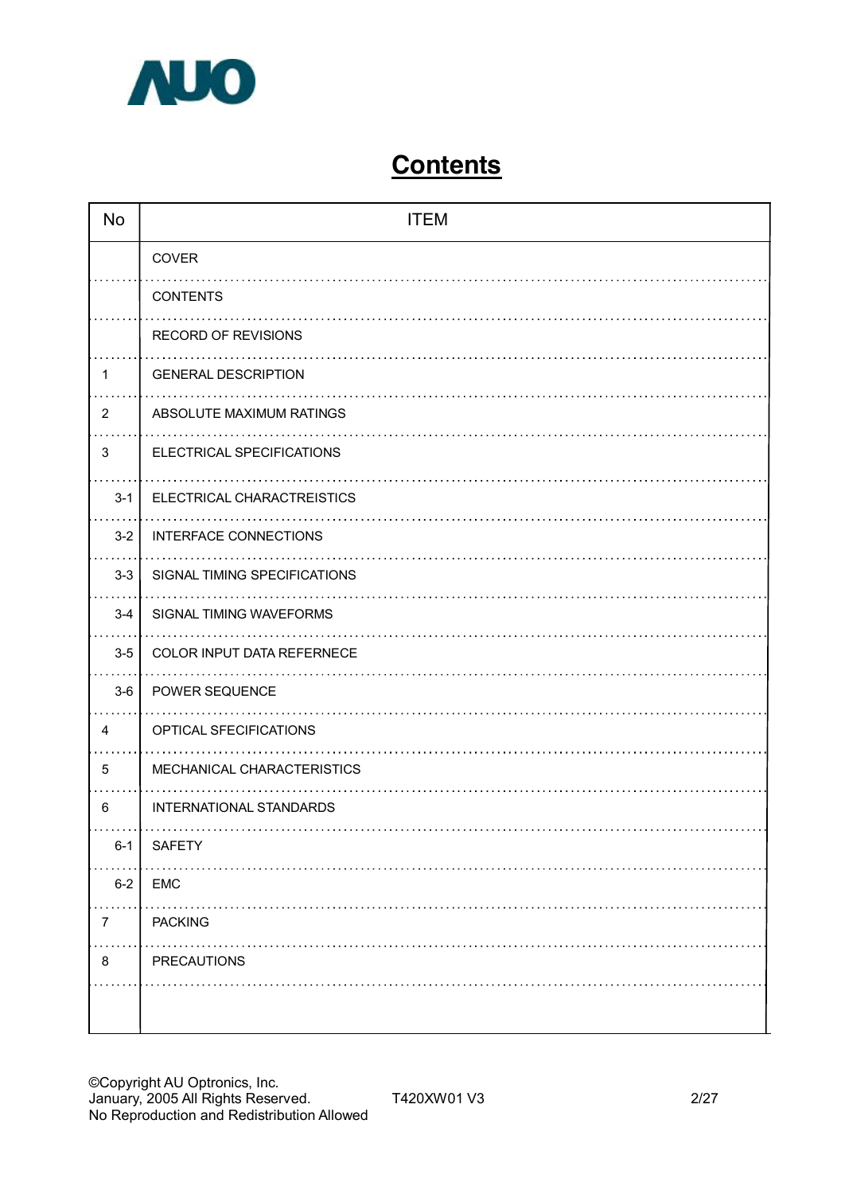# Contents

| No | ITEM |
|---|---|
| | COVER |
| | CONTENTS |
| | RECORD OF REVISIONS |
| 1 | GENERAL DESCRIPTION |
| 2 | ABSOLUTE MAXIMUM RATINGS |
| 3 | ELECTRICAL SPECIFICATIONS |
| 3-1 | ELECTRICAL CHARACTREISTICS |
| 3-2 | INTERFACE CONNECTIONS |
| 3-3 | SIGNAL TIMING SPECIFICATIONS |
| 3-4 | SIGNAL TIMING WAVEFORMS |
| 3-5 | COLOR INPUT DATA REFERNECE |
| 3-6 | POWER SEQUENCE |
| 4 | OPTICAL SFECIFICATIONS |
| 5 | MECHANICAL CHARACTERISTICS |
| 6 | INTERNATIONAL STANDARDS |
| 6-1 | SAFETY |
| 6-2 | EMC |
| 7 | PACKING |
| 8 | PRECAUTIONS |
| | |

©Copyright AU Optronics, Inc.
January, 2005 All Rights Reserved.
No Reproduction and Redistribution Allowed

T420XW01 V3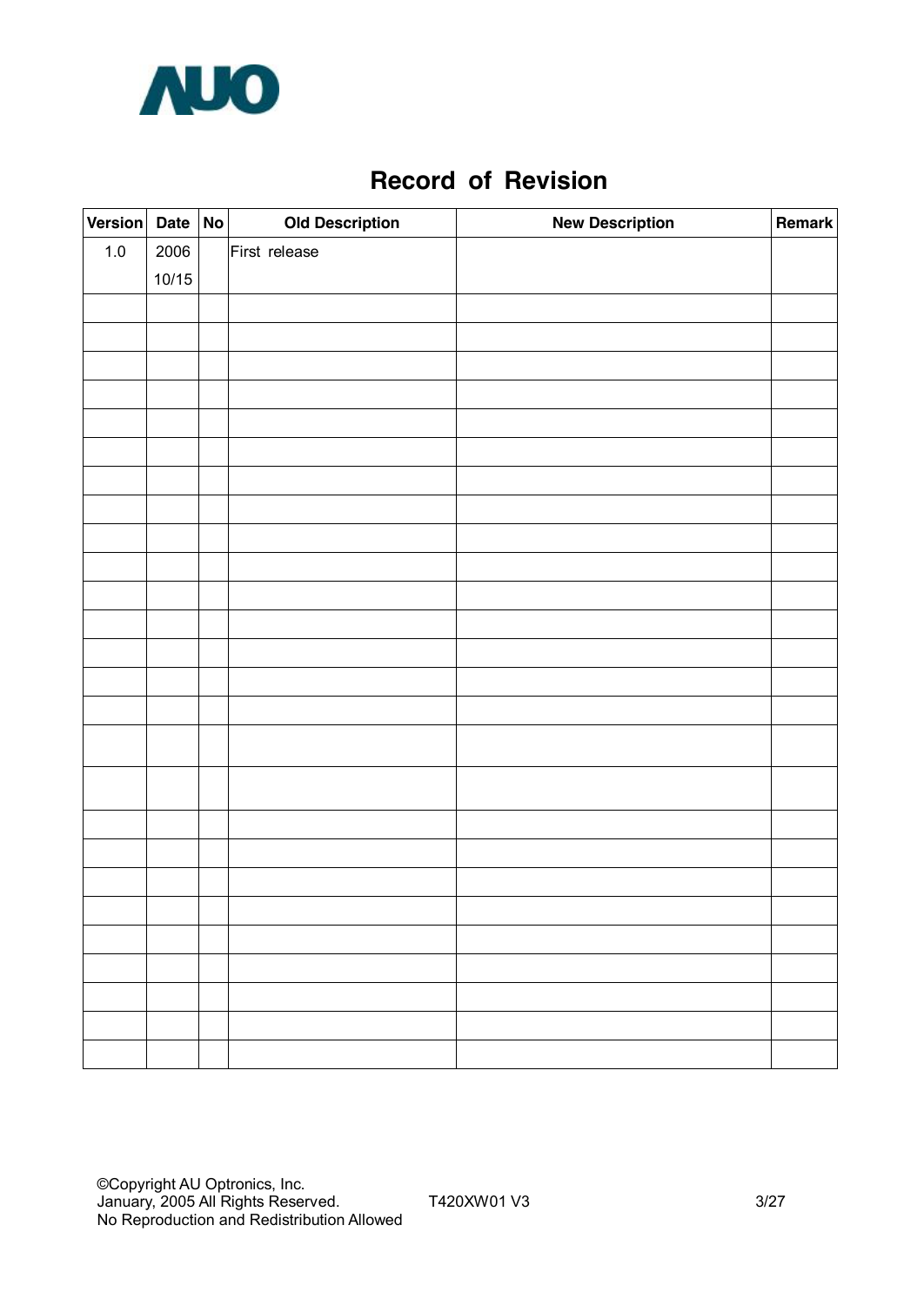## Record of Revision

| Version | Date | No | Old Description | New Description | Remark |
|---|---|---|---|---|---|
| 1.0 | 2006 10/15 | | First release | | |
| | | | | | |
| | | | | | |
| | | | | | |
| | | | | | |
| | | | | | |
| | | | | | |
| | | | | | |
| | | | | | |
| | | | | | |
| | | | | | |
| | | | | | |
| | | | | | |
| | | | | | |
| | | | | | |
| | | | | | |
| | | | | | |
| | | | | | |
| | | | | | |
| | | | | | |
| | | | | | |
| | | | | | |
| | | | | | |
| | | | | | |
| | | | | | |
| | | | | | |
| | | | | | |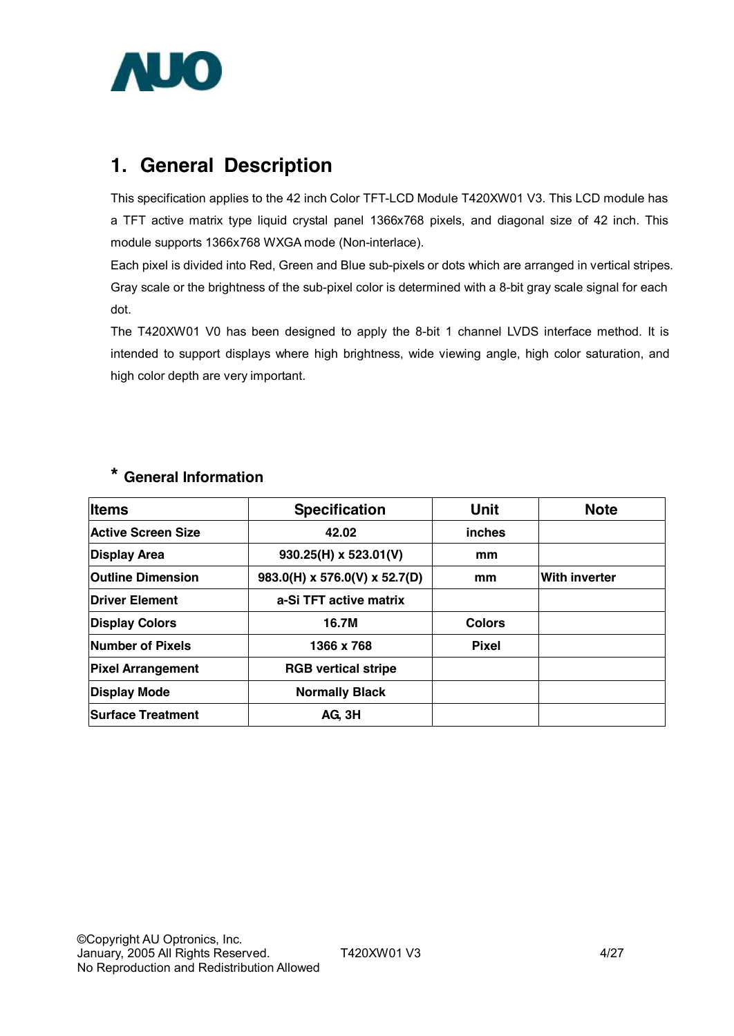# 1. General Description

This specification applies to the 42 inch Color TFT-LCD Module T420XW01 V3. This LCD module has a TFT active matrix type liquid crystal panel 1366x768 pixels, and diagonal size of 42 inch. This module supports 1366x768 WXGA mode (Non-interlace).

Each pixel is divided into Red, Green and Blue sub-pixels or dots which are arranged in vertical stripes. Gray scale or the brightness of the sub-pixel color is determined with a 8-bit gray scale signal for each dot.

The T420XW01 V0 has been designed to apply the 8-bit 1 channel LVDS interface method. It is intended to support displays where high brightness, wide viewing angle, high color saturation, and high color depth are very important.

## * General Information

| Items | Specification | Unit | Note |
|---|---|---|---|
| **Active Screen Size** | **42.02** | **inches** | |
| **Display Area** | **930.25(H) x 523.01(V)** | **mm** | |
| **Outline Dimension** | **983.0(H) x 576.0(V) x 52.7(D)** | **mm** | **With inverter** |
| **Driver Element** | **a-Si TFT active matrix** | | |
| **Display Colors** | **16.7M** | **Colors** | |
| **Number of Pixels** | **1366 x 768** | **Pixel** | |
| **Pixel Arrangement** | **RGB vertical stripe** | | |
| **Display Mode** | **Normally Black** | | |
| **Surface Treatment** | **AG, 3H** | | |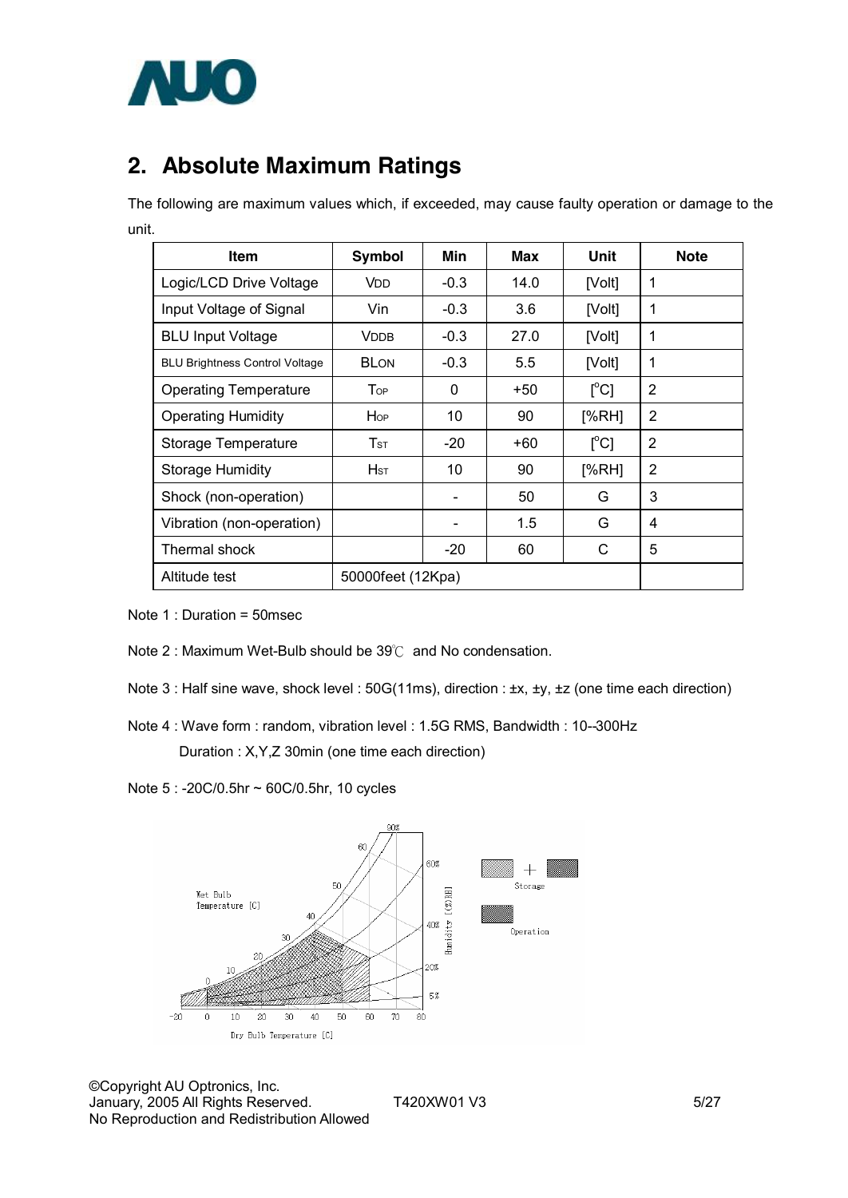## 2. Absolute Maximum Ratings

The following are maximum values which, if exceeded, may cause faulty operation or damage to the unit.

| Item | Symbol | Min | Max | Unit | Note |
|---|---|---|---|---|---|
| Logic/LCD Drive Voltage | $V_{DD}$ | -0.3 | 14.0 | [Volt] | 1 |
| Input Voltage of Signal | Vin | -0.3 | 3.6 | [Volt] | 1 |
| BLU Input Voltage | $V_{DDB}$ | -0.3 | 27.0 | [Volt] | 1 |
| BLU Brightness Control Voltage | $BL_{ON}$ | -0.3 | 5.5 | [Volt] | 1 |
| Operating Temperature | $T_{OP}$ | 0 | +50 | [°C] | 2 |
| Operating Humidity | $H_{OP}$ | 10 | 90 | [%RH] | 2 |
| Storage Temperature | $T_{ST}$ | -20 | +60 | [°C] | 2 |
| Storage Humidity | $H_{ST}$ | 10 | 90 | [%RH] | 2 |
| Shock (non-operation) | | - | 50 | G | 3 |
| Vibration (non-operation) | | - | 1.5 | G | 4 |
| Thermal shock | | -20 | 60 | C | 5 |
| Altitude test | 50000feet (12Kpa) | | | | |

Note 1 : Duration = 50msec

Note 2 : Maximum Wet-Bulb should be 39℃ and No condensation.

Note 3 : Half sine wave, shock level : 50G(11ms), direction : ±x, ±y, ±z (one time each direction)

Note 4 : Wave form : random, vibration level : 1.5G RMS, Bandwidth : 10--300Hz
Duration : X,Y,Z 30min (one time each direction)

Note 5 : -20C/0.5hr ~ 60C/0.5hr, 10 cycles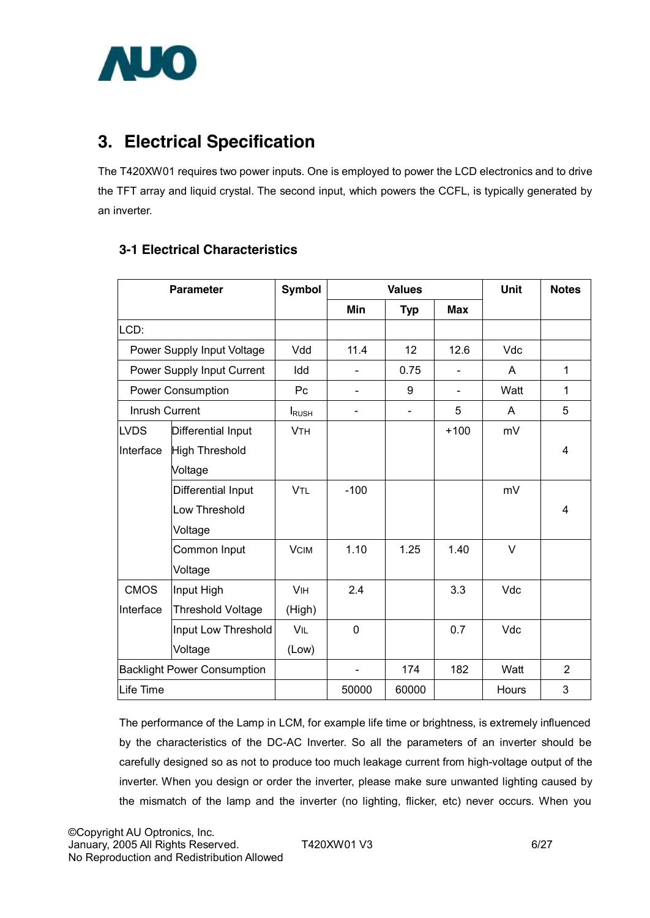# 3. Electrical Specification

The T420XW01 requires two power inputs. One is employed to power the LCD electronics and to drive the TFT array and liquid crystal. The second input, which powers the CCFL, is typically generated by an inverter.

## 3-1 Electrical Characteristics

| Parameter | | Symbol | Values | | | Unit | Notes |
|---|---|---|---|---|---|---|---|
| | | | Min | Typ | Max | | |
| LCD: | | | | | | | |
| Power Supply Input Voltage | | Vdd | 11.4 | 12 | 12.6 | Vdc | |
| Power Supply Input Current | | Idd | - | 0.75 | - | A | 1 |
| Power Consumption | | Pc | - | 9 | - | Watt | 1 |
| Inrush Current | | $I_{RUSH}$ | - | - | 5 | A | 5 |
| LVDS Interface | Differential Input High Threshold Voltage | $V_{TH}$ | | | +100 | mV | 4 |
| | Differential Input Low Threshold Voltage | $V_{TL}$ | -100 | | | mV | 4 |
| | Common Input Voltage | $V_{CIM}$ | 1.10 | 1.25 | 1.40 | V | |
| CMOS Interface | Input High Threshold Voltage | $V_{IH}$ (High) | 2.4 | | 3.3 | Vdc | |
| | Input Low Threshold Voltage | $V_{IL}$ (Low) | 0 | | 0.7 | Vdc | |
| Backlight Power Consumption | | | - | 174 | 182 | Watt | 2 |
| Life Time | | | 50000 | 60000 | | Hours | 3 |

The performance of the Lamp in LCM, for example life time or brightness, is extremely influenced by the characteristics of the DC-AC Inverter. So all the parameters of an inverter should be carefully designed so as not to produce too much leakage current from high-voltage output of the inverter. When you design or order the inverter, please make sure unwanted lighting caused by the mismatch of the lamp and the inverter (no lighting, flicker, etc) never occurs. When you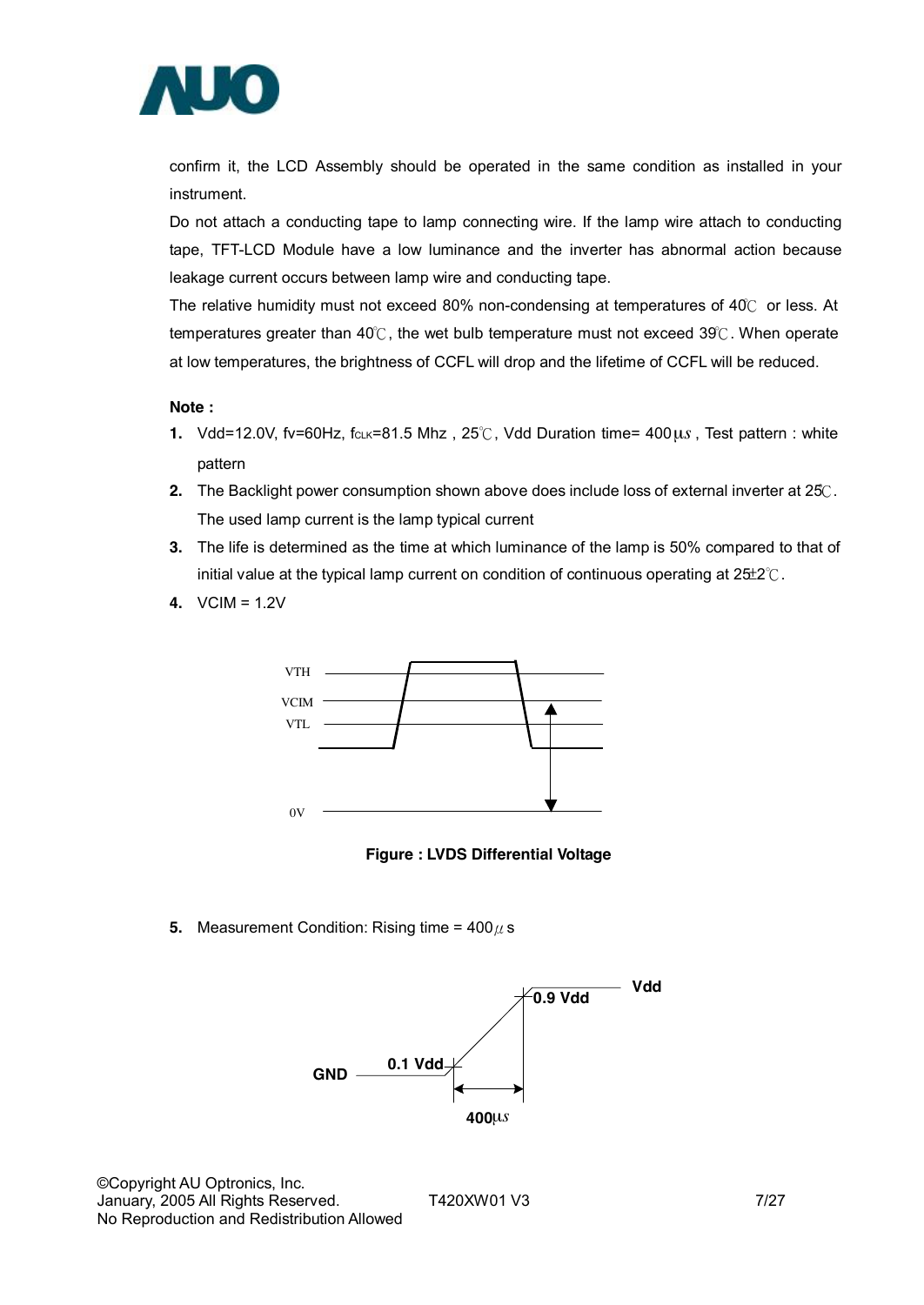confirm it, the LCD Assembly should be operated in the same condition as installed in your instrument.

Do not attach a conducting tape to lamp connecting wire. If the lamp wire attach to conducting tape, TFT-LCD Module have a low luminance and the inverter has abnormal action because leakage current occurs between lamp wire and conducting tape.

The relative humidity must not exceed 80% non-condensing at temperatures of 40℃ or less. At temperatures greater than 40℃, the wet bulb temperature must not exceed 39℃. When operate at low temperatures, the brightness of CCFL will drop and the lifetime of CCFL will be reduced.

**Note :**

1. Vdd=12.0V, fv=60Hz, $f_{CLK}$=81.5 Mhz , 25℃, Vdd Duration time= 400μs , Test pattern : white pattern
2. The Backlight power consumption shown above does include loss of external inverter at 25℃. The used lamp current is the lamp typical current
3. The life is determined as the time at which luminance of the lamp is 50% compared to that of initial value at the typical lamp current on condition of continuous operating at 25±2℃.
4. VCIM = 1.2V

VTH

VCIM

VTL

0V

**Figure : LVDS Differential Voltage**

5. Measurement Condition: Rising time = 400μs

Vdd

0.9 Vdd

GND

0.1 Vdd

400μs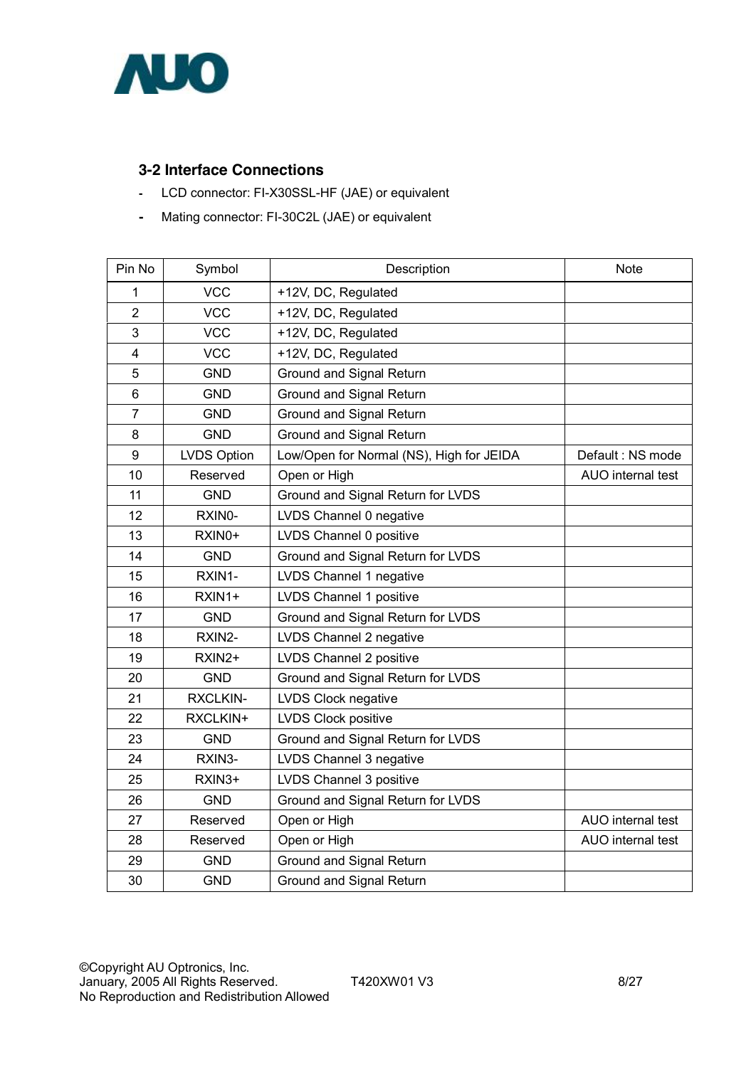### 3-2 Interface Connections

- LCD connector: FI-X30SSL-HF (JAE) or equivalent
- Mating connector: FI-30C2L (JAE) or equivalent

| Pin No | Symbol | Description | Note |
|---|---|---|---|
| 1 | VCC | +12V, DC, Regulated | |
| 2 | VCC | +12V, DC, Regulated | |
| 3 | VCC | +12V, DC, Regulated | |
| 4 | VCC | +12V, DC, Regulated | |
| 5 | GND | Ground and Signal Return | |
| 6 | GND | Ground and Signal Return | |
| 7 | GND | Ground and Signal Return | |
| 8 | GND | Ground and Signal Return | |
| 9 | LVDS Option | Low/Open for Normal (NS), High for JEIDA | Default : NS mode |
| 10 | Reserved | Open or High | AUO internal test |
| 11 | GND | Ground and Signal Return for LVDS | |
| 12 | RXIN0- | LVDS Channel 0 negative | |
| 13 | RXIN0+ | LVDS Channel 0 positive | |
| 14 | GND | Ground and Signal Return for LVDS | |
| 15 | RXIN1- | LVDS Channel 1 negative | |
| 16 | RXIN1+ | LVDS Channel 1 positive | |
| 17 | GND | Ground and Signal Return for LVDS | |
| 18 | RXIN2- | LVDS Channel 2 negative | |
| 19 | RXIN2+ | LVDS Channel 2 positive | |
| 20 | GND | Ground and Signal Return for LVDS | |
| 21 | RXCLKIN- | LVDS Clock negative | |
| 22 | RXCLKIN+ | LVDS Clock positive | |
| 23 | GND | Ground and Signal Return for LVDS | |
| 24 | RXIN3- | LVDS Channel 3 negative | |
| 25 | RXIN3+ | LVDS Channel 3 positive | |
| 26 | GND | Ground and Signal Return for LVDS | |
| 27 | Reserved | Open or High | AUO internal test |
| 28 | Reserved | Open or High | AUO internal test |
| 29 | GND | Ground and Signal Return | |
| 30 | GND | Ground and Signal Return | |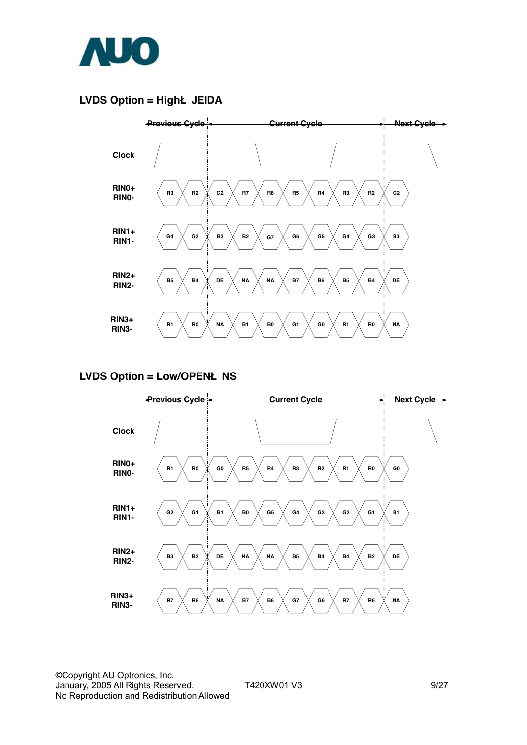## LVDS Option = HighŁ JEIDA

| | Previous Cycle | | Current Cycle | | | | | | | Next Cycle |
|---|---|---|---|---|---|---|---|---|---|---|
| RIN0+ / RIN0- | R3 | R2 | G2 | R7 | R6 | R5 | R4 | R3 | R2 | G2 |
| RIN1+ / RIN1- | G4 | G3 | B3 | B2 | G7 | G6 | G5 | G4 | G3 | B3 |
| RIN2+ / RIN2- | B5 | B4 | DE | NA | NA | B7 | B6 | B5 | B4 | DE |
| RIN3+ / RIN3- | R1 | R0 | NA | B1 | B0 | G1 | G0 | R1 | R0 | NA |

## LVDS Option = Low/OPENŁ NS

| | Previous Cycle | | Current Cycle | | | | | | | Next Cycle |
|---|---|---|---|---|---|---|---|---|---|---|
| RIN0+ / RIN0- | R1 | R0 | G0 | R5 | R4 | R3 | R2 | R1 | R0 | G0 |
| RIN1+ / RIN1- | G2 | G1 | B1 | B0 | G5 | G4 | G3 | G2 | G1 | B1 |
| RIN2+ / RIN2- | B3 | B2 | DE | NA | NA | B5 | B4 | B4 | B2 | DE |
| RIN3+ / RIN3- | R7 | R6 | NA | B7 | B6 | G7 | G6 | R7 | R6 | NA |

©Copyright AU Optronics, Inc.
January, 2005 All Rights Reserved.
No Reproduction and Redistribution Allowed

T420XW01 V3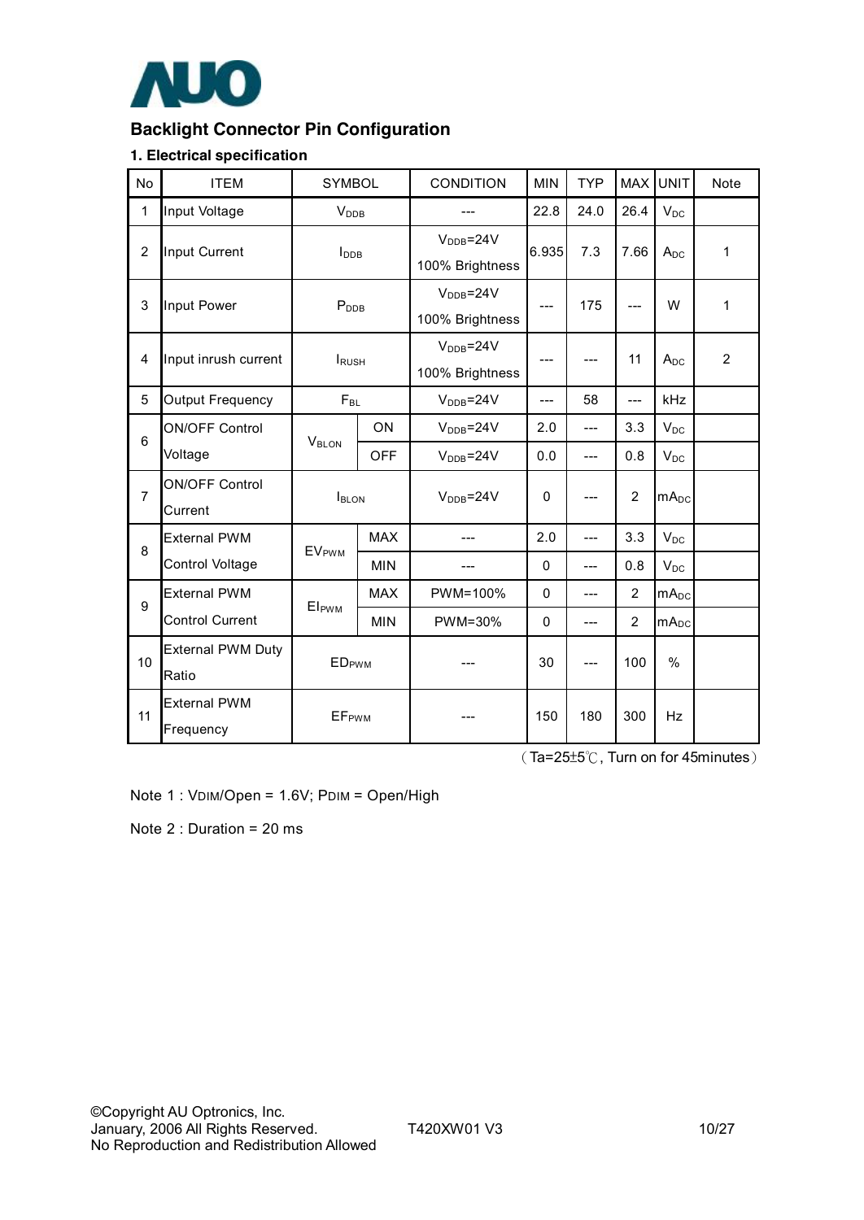## Backlight Connector Pin Configuration

### 1. Electrical specification

| No | ITEM | SYMBOL | | CONDITION | MIN | TYP | MAX | UNIT | Note |
|---|---|---|---|---|---|---|---|---|---|
| 1 | Input Voltage | $V_{DDB}$ | | --- | 22.8 | 24.0 | 26.4 | $V_{DC}$ | |
| 2 | Input Current | $I_{DDB}$ | | $V_{DDB}$=24V 100% Brightness | 6.935 | 7.3 | 7.66 | $A_{DC}$ | 1 |
| 3 | Input Power | $P_{DDB}$ | | $V_{DDB}$=24V 100% Brightness | --- | 175 | --- | W | 1 |
| 4 | Input inrush current | $I_{RUSH}$ | | $V_{DDB}$=24V 100% Brightness | --- | --- | 11 | $A_{DC}$ | 2 |
| 5 | Output Frequency | $F_{BL}$ | | $V_{DDB}$=24V | --- | 58 | --- | kHz | |
| 6 | ON/OFF Control Voltage | $V_{BLON}$ | ON | $V_{DDB}$=24V | 2.0 | --- | 3.3 | $V_{DC}$ | |
| | | | OFF | $V_{DDB}$=24V | 0.0 | --- | 0.8 | $V_{DC}$ | |
| 7 | ON/OFF Control Current | $I_{BLON}$ | | $V_{DDB}$=24V | 0 | --- | 2 | $mA_{DC}$ | |
| 8 | External PWM Control Voltage | $EV_{PWM}$ | MAX | --- | 2.0 | --- | 3.3 | $V_{DC}$ | |
| | | | MIN | --- | 0 | --- | 0.8 | $V_{DC}$ | |
| 9 | External PWM Control Current | $EI_{PWM}$ | MAX | PWM=100% | 0 | --- | 2 | $mA_{DC}$ | |
| | | | MIN | PWM=30% | 0 | --- | 2 | $mA_{DC}$ | |
| 10 | External PWM Duty Ratio | $ED_{PWM}$ | | --- | 30 | --- | 100 | % | |
| 11 | External PWM Frequency | $EF_{PWM}$ | | --- | 150 | 180 | 300 | Hz | |

（Ta=25±5℃, Turn on for 45minutes）

Note 1 : $V_{DIM}$/Open = 1.6V; $P_{DIM}$ = Open/High

Note 2 : Duration = 20 ms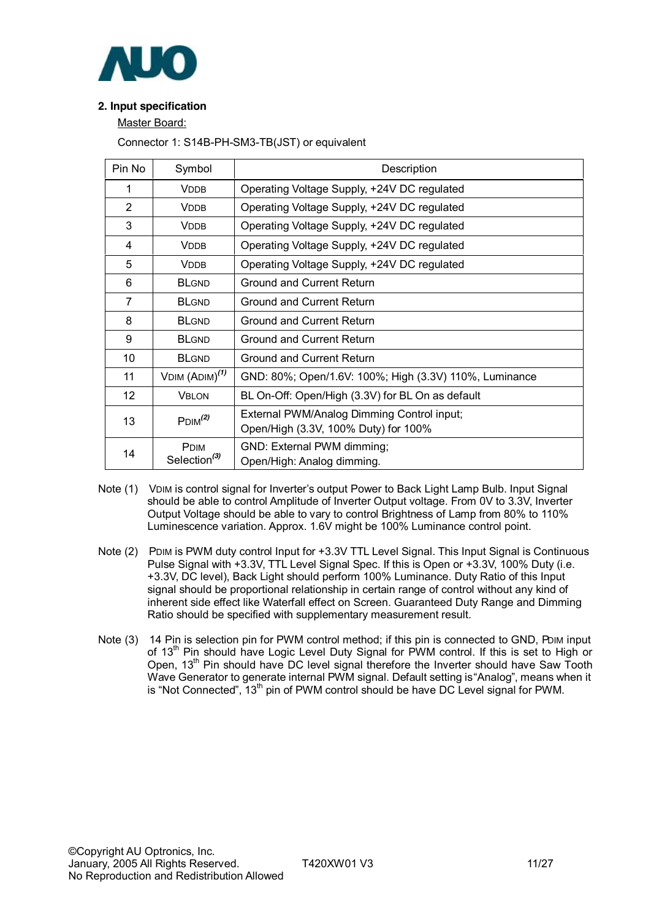## 2. Input specification

Master Board:

Connector 1: S14B-PH-SM3-TB(JST) or equivalent

| Pin No | Symbol | Description |
|---|---|---|
| 1 | VDDB | Operating Voltage Supply, +24V DC regulated |
| 2 | VDDB | Operating Voltage Supply, +24V DC regulated |
| 3 | VDDB | Operating Voltage Supply, +24V DC regulated |
| 4 | VDDB | Operating Voltage Supply, +24V DC regulated |
| 5 | VDDB | Operating Voltage Supply, +24V DC regulated |
| 6 | BLGND | Ground and Current Return |
| 7 | BLGND | Ground and Current Return |
| 8 | BLGND | Ground and Current Return |
| 9 | BLGND | Ground and Current Return |
| 10 | BLGND | Ground and Current Return |
| 11 | VDIM (ADIM)(1) | GND: 80%; Open/1.6V: 100%; High (3.3V) 110%, Luminance |
| 12 | VBLON | BL On-Off: Open/High (3.3V) for BL On as default |
| 13 | PDIM(2) | External PWM/Analog Dimming Control input; Open/High (3.3V, 100% Duty) for 100% |
| 14 | PDIM Selection(3) | GND: External PWM dimming; Open/High: Analog dimming. |

Note (1) VDIM is control signal for Inverter's output Power to Back Light Lamp Bulb. Input Signal should be able to control Amplitude of Inverter Output voltage. From 0V to 3.3V, Inverter Output Voltage should be able to vary to control Brightness of Lamp from 80% to 110% Luminescence variation. Approx. 1.6V might be 100% Luminance control point.

Note (2) PDIM is PWM duty control Input for +3.3V TTL Level Signal. This Input Signal is Continuous Pulse Signal with +3.3V, TTL Level Signal Spec. If this is Open or +3.3V, 100% Duty (i.e. +3.3V, DC level), Back Light should perform 100% Luminance. Duty Ratio of this Input signal should be proportional relationship in certain range of control without any kind of inherent side effect like Waterfall effect on Screen. Guaranteed Duty Range and Dimming Ratio should be specified with supplementary measurement result.

Note (3) 14 Pin is selection pin for PWM control method; if this pin is connected to GND, PDIM input of 13th Pin should have Logic Level Duty Signal for PWM control. If this is set to High or Open, 13th Pin should have DC level signal therefore the Inverter should have Saw Tooth Wave Generator to generate internal PWM signal. Default setting is"Analog", means when it is "Not Connected", 13th pin of PWM control should be have DC Level signal for PWM.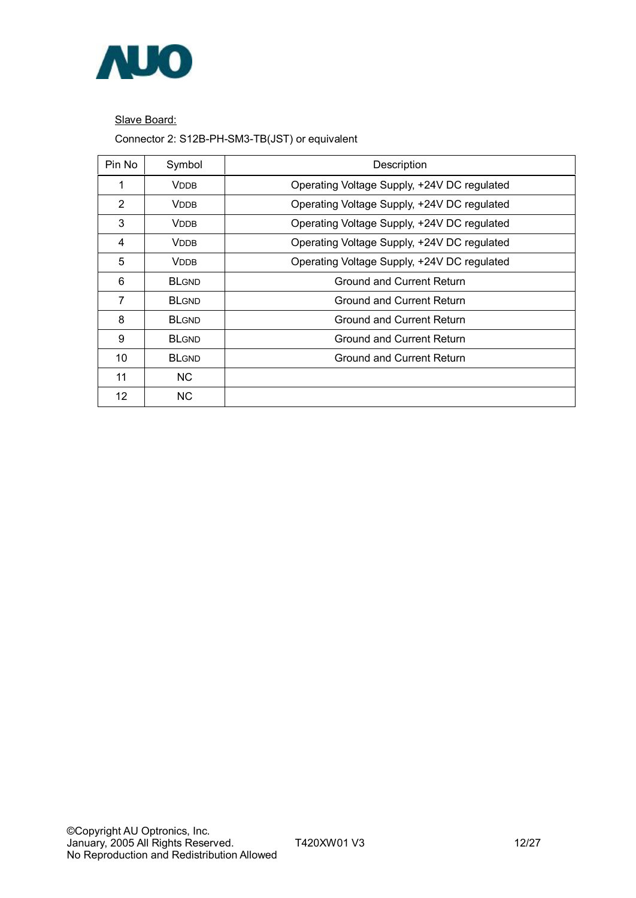Slave Board:

Connector 2: S12B-PH-SM3-TB(JST) or equivalent

| Pin No | Symbol | Description |
|---|---|---|
| 1 | VDDB | Operating Voltage Supply, +24V DC regulated |
| 2 | VDDB | Operating Voltage Supply, +24V DC regulated |
| 3 | VDDB | Operating Voltage Supply, +24V DC regulated |
| 4 | VDDB | Operating Voltage Supply, +24V DC regulated |
| 5 | VDDB | Operating Voltage Supply, +24V DC regulated |
| 6 | BLGND | Ground and Current Return |
| 7 | BLGND | Ground and Current Return |
| 8 | BLGND | Ground and Current Return |
| 9 | BLGND | Ground and Current Return |
| 10 | BLGND | Ground and Current Return |
| 11 | NC | |
| 12 | NC | |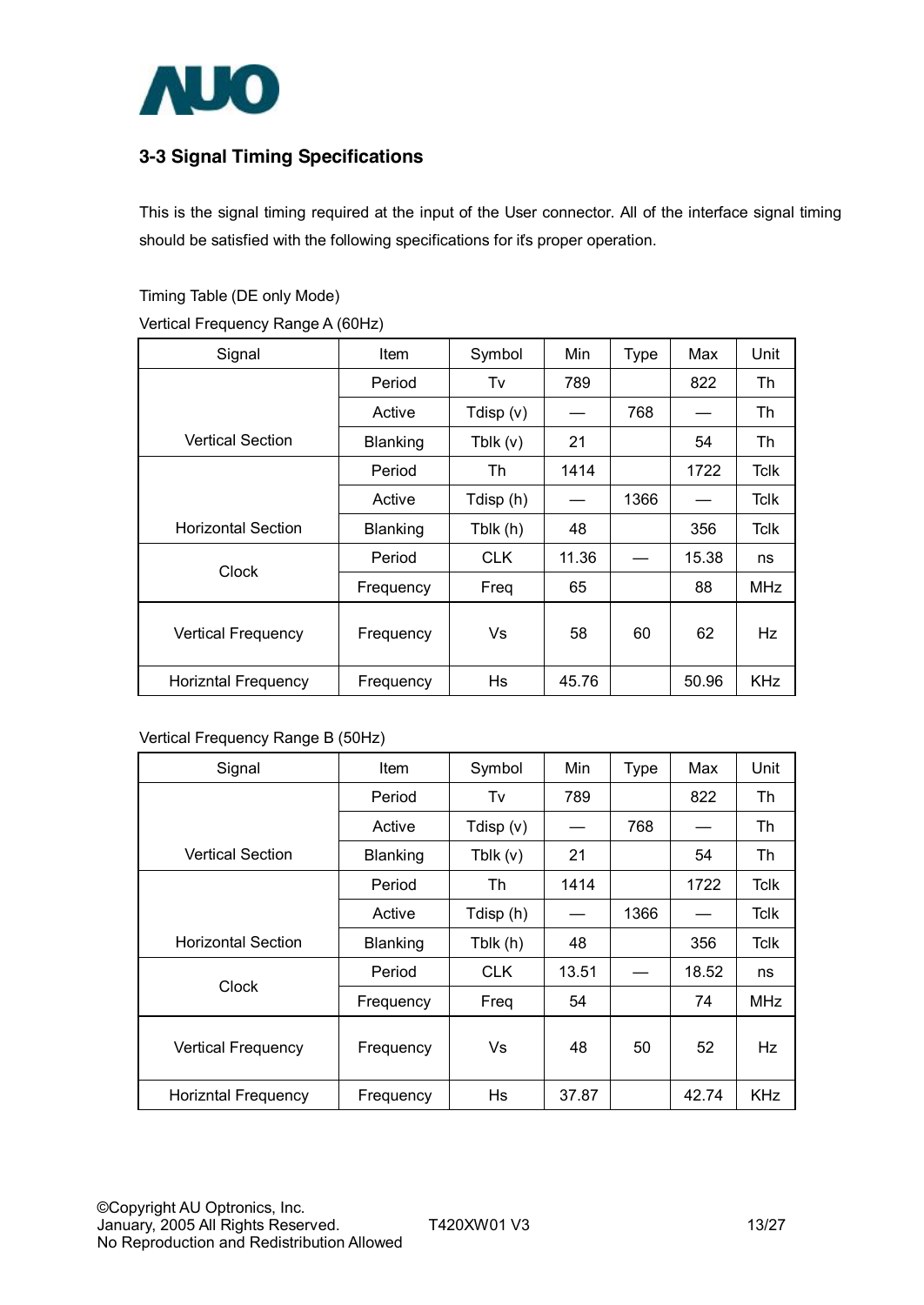## 3-3 Signal Timing Specifications

This is the signal timing required at the input of the User connector. All of the interface signal timing should be satisfied with the following specifications for it's proper operation.

Timing Table (DE only Mode)

Vertical Frequency Range A (60Hz)

| Signal | Item | Symbol | Min | Type | Max | Unit |
|---|---|---|---|---|---|---|
| Vertical Section | Period | Tv | 789 | | 822 | Th |
| | Active | Tdisp (v) | — | 768 | — | Th |
| | Blanking | Tblk (v) | 21 | | 54 | Th |
| Horizontal Section | Period | Th | 1414 | | 1722 | Tclk |
| | Active | Tdisp (h) | — | 1366 | — | Tclk |
| | Blanking | Tblk (h) | 48 | | 356 | Tclk |
| Clock | Period | CLK | 11.36 | — | 15.38 | ns |
| | Frequency | Freq | 65 | | 88 | MHz |
| Vertical Frequency | Frequency | Vs | 58 | 60 | 62 | Hz |
| Horizntal Frequency | Frequency | Hs | 45.76 | | 50.96 | KHz |

Vertical Frequency Range B (50Hz)

| Signal | Item | Symbol | Min | Type | Max | Unit |
|---|---|---|---|---|---|---|
| Vertical Section | Period | Tv | 789 | | 822 | Th |
| | Active | Tdisp (v) | — | 768 | — | Th |
| | Blanking | Tblk (v) | 21 | | 54 | Th |
| Horizontal Section | Period | Th | 1414 | | 1722 | Tclk |
| | Active | Tdisp (h) | — | 1366 | — | Tclk |
| | Blanking | Tblk (h) | 48 | | 356 | Tclk |
| Clock | Period | CLK | 13.51 | — | 18.52 | ns |
| | Frequency | Freq | 54 | | 74 | MHz |
| Vertical Frequency | Frequency | Vs | 48 | 50 | 52 | Hz |
| Horizntal Frequency | Frequency | Hs | 37.87 | | 42.74 | KHz |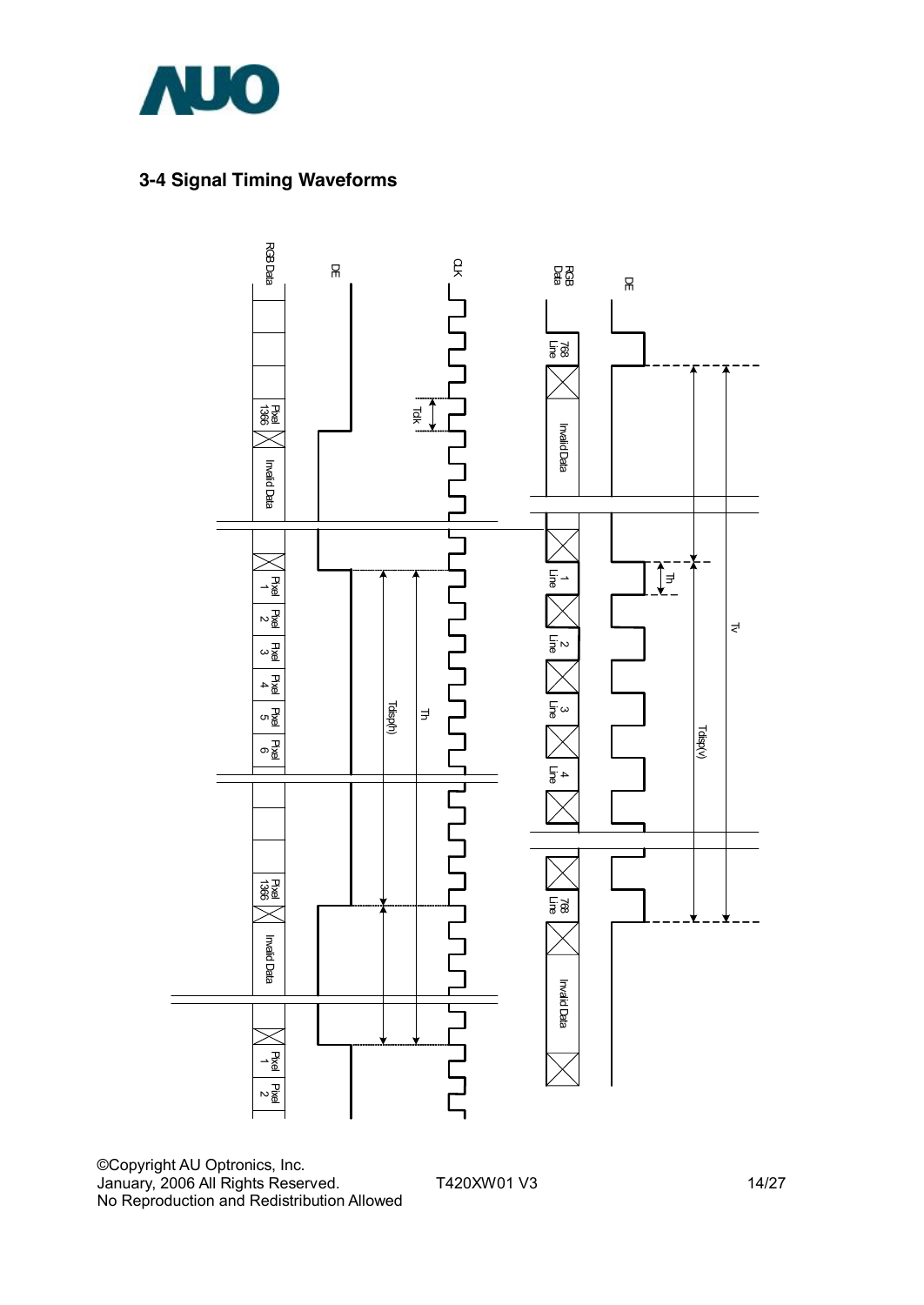## 3-4 Signal Timing Waveforms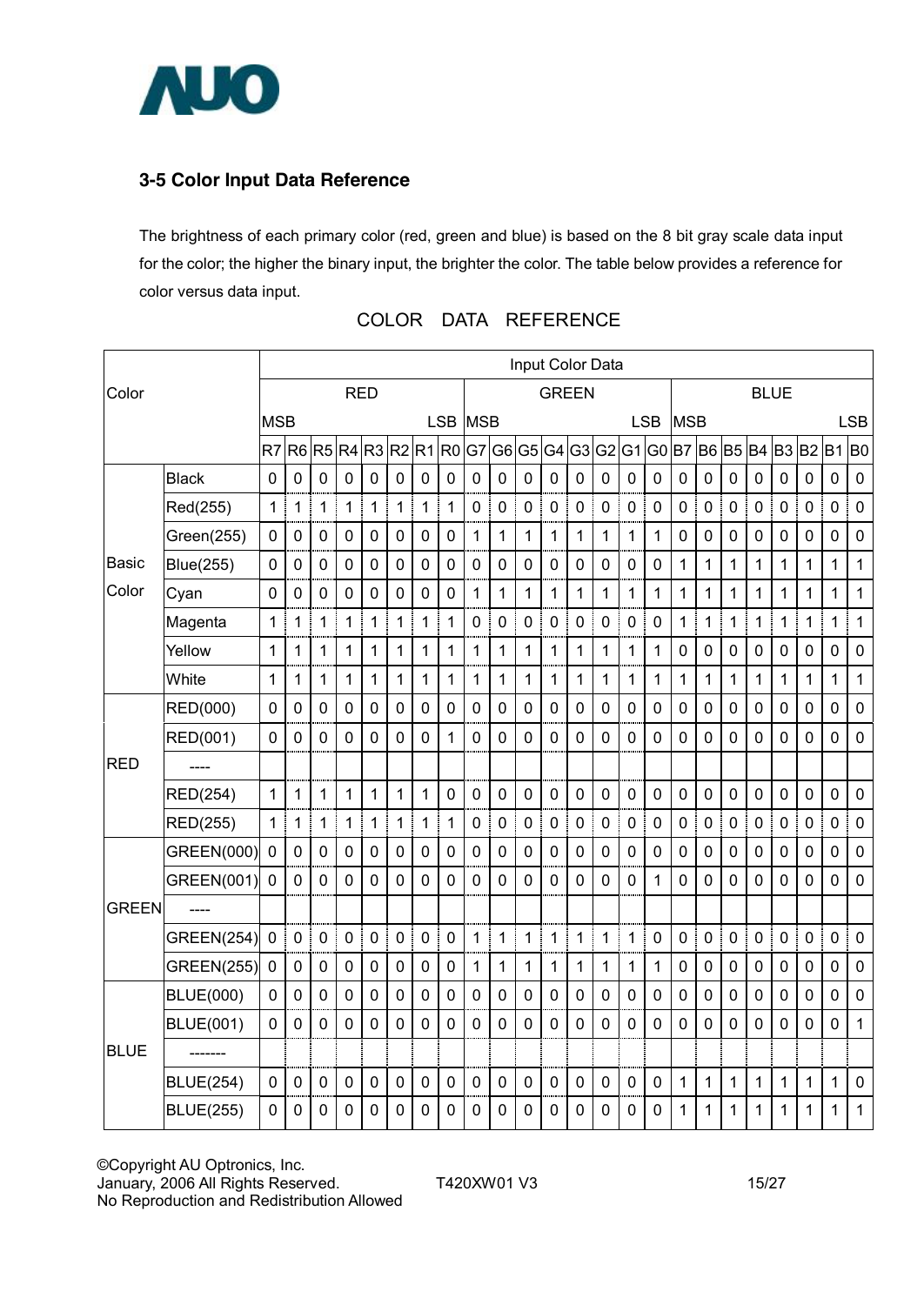### 3-5 Color Input Data Reference

The brightness of each primary color (red, green and blue) is based on the 8 bit gray scale data input for the color; the higher the binary input, the brighter the color. The table below provides a reference for color versus data input.

COLOR DATA REFERENCE

| Color | | Input Color Data | | | | | | | | | | | | | | | | | | | | | | | |
|---|---|---|---|---|---|---|---|---|---|---|---|---|---|---|---|---|---|---|---|---|---|---|---|---|---|
| | | RED | | | | | | | | GREEN | | | | | | | | BLUE | | | | | | | |
| | | MSB | | | | | | | LSB | MSB | | | | | | | LSB | MSB | | | | | | | LSB |
| | | R7 | R6 | R5 | R4 | R3 | R2 | R1 | R0 | G7 | G6 | G5 | G4 | G3 | G2 | G1 | G0 | B7 | B6 | B5 | B4 | B3 | B2 | B1 | B0 |
| Basic Color | Black | 0 | 0 | 0 | 0 | 0 | 0 | 0 | 0 | 0 | 0 | 0 | 0 | 0 | 0 | 0 | 0 | 0 | 0 | 0 | 0 | 0 | 0 | 0 | 0 |
| | Red(255) | 1 | 1 | 1 | 1 | 1 | 1 | 1 | 1 | 0 | 0 | 0 | 0 | 0 | 0 | 0 | 0 | 0 | 0 | 0 | 0 | 0 | 0 | 0 | 0 |
| | Green(255) | 0 | 0 | 0 | 0 | 0 | 0 | 0 | 0 | 1 | 1 | 1 | 1 | 1 | 1 | 1 | 1 | 0 | 0 | 0 | 0 | 0 | 0 | 0 | 0 |
| | Blue(255) | 0 | 0 | 0 | 0 | 0 | 0 | 0 | 0 | 0 | 0 | 0 | 0 | 0 | 0 | 0 | 0 | 1 | 1 | 1 | 1 | 1 | 1 | 1 | 1 |
| | Cyan | 0 | 0 | 0 | 0 | 0 | 0 | 0 | 0 | 1 | 1 | 1 | 1 | 1 | 1 | 1 | 1 | 1 | 1 | 1 | 1 | 1 | 1 | 1 | 1 |
| | Magenta | 1 | 1 | 1 | 1 | 1 | 1 | 1 | 1 | 0 | 0 | 0 | 0 | 0 | 0 | 0 | 0 | 1 | 1 | 1 | 1 | 1 | 1 | 1 | 1 |
| | Yellow | 1 | 1 | 1 | 1 | 1 | 1 | 1 | 1 | 1 | 1 | 1 | 1 | 1 | 1 | 1 | 1 | 0 | 0 | 0 | 0 | 0 | 0 | 0 | 0 |
| | White | 1 | 1 | 1 | 1 | 1 | 1 | 1 | 1 | 1 | 1 | 1 | 1 | 1 | 1 | 1 | 1 | 1 | 1 | 1 | 1 | 1 | 1 | 1 | 1 |
| RED | RED(000) | 0 | 0 | 0 | 0 | 0 | 0 | 0 | 0 | 0 | 0 | 0 | 0 | 0 | 0 | 0 | 0 | 0 | 0 | 0 | 0 | 0 | 0 | 0 | 0 |
| | RED(001) | 0 | 0 | 0 | 0 | 0 | 0 | 0 | 1 | 0 | 0 | 0 | 0 | 0 | 0 | 0 | 0 | 0 | 0 | 0 | 0 | 0 | 0 | 0 | 0 |
| | ---- | | | | | | | | | | | | | | | | | | | | | | | | |
| | RED(254) | 1 | 1 | 1 | 1 | 1 | 1 | 1 | 0 | 0 | 0 | 0 | 0 | 0 | 0 | 0 | 0 | 0 | 0 | 0 | 0 | 0 | 0 | 0 | 0 |
| | RED(255) | 1 | 1 | 1 | 1 | 1 | 1 | 1 | 1 | 0 | 0 | 0 | 0 | 0 | 0 | 0 | 0 | 0 | 0 | 0 | 0 | 0 | 0 | 0 | 0 |
| GREEN | GREEN(000) | 0 | 0 | 0 | 0 | 0 | 0 | 0 | 0 | 0 | 0 | 0 | 0 | 0 | 0 | 0 | 0 | 0 | 0 | 0 | 0 | 0 | 0 | 0 | 0 |
| | GREEN(001) | 0 | 0 | 0 | 0 | 0 | 0 | 0 | 0 | 0 | 0 | 0 | 0 | 0 | 0 | 0 | 1 | 0 | 0 | 0 | 0 | 0 | 0 | 0 | 0 |
| | ---- | | | | | | | | | | | | | | | | | | | | | | | | |
| | GREEN(254) | 0 | 0 | 0 | 0 | 0 | 0 | 0 | 0 | 1 | 1 | 1 | 1 | 1 | 1 | 1 | 0 | 0 | 0 | 0 | 0 | 0 | 0 | 0 | 0 |
| | GREEN(255) | 0 | 0 | 0 | 0 | 0 | 0 | 0 | 0 | 1 | 1 | 1 | 1 | 1 | 1 | 1 | 1 | 0 | 0 | 0 | 0 | 0 | 0 | 0 | 0 |
| BLUE | BLUE(000) | 0 | 0 | 0 | 0 | 0 | 0 | 0 | 0 | 0 | 0 | 0 | 0 | 0 | 0 | 0 | 0 | 0 | 0 | 0 | 0 | 0 | 0 | 0 | 0 |
| | BLUE(001) | 0 | 0 | 0 | 0 | 0 | 0 | 0 | 0 | 0 | 0 | 0 | 0 | 0 | 0 | 0 | 0 | 0 | 0 | 0 | 0 | 0 | 0 | 0 | 1 |
| | ------- | | | | | | | | | | | | | | | | | | | | | | | | |
| | BLUE(254) | 0 | 0 | 0 | 0 | 0 | 0 | 0 | 0 | 0 | 0 | 0 | 0 | 0 | 0 | 0 | 0 | 1 | 1 | 1 | 1 | 1 | 1 | 1 | 0 |
| | BLUE(255) | 0 | 0 | 0 | 0 | 0 | 0 | 0 | 0 | 0 | 0 | 0 | 0 | 0 | 0 | 0 | 0 | 1 | 1 | 1 | 1 | 1 | 1 | 1 | 1 |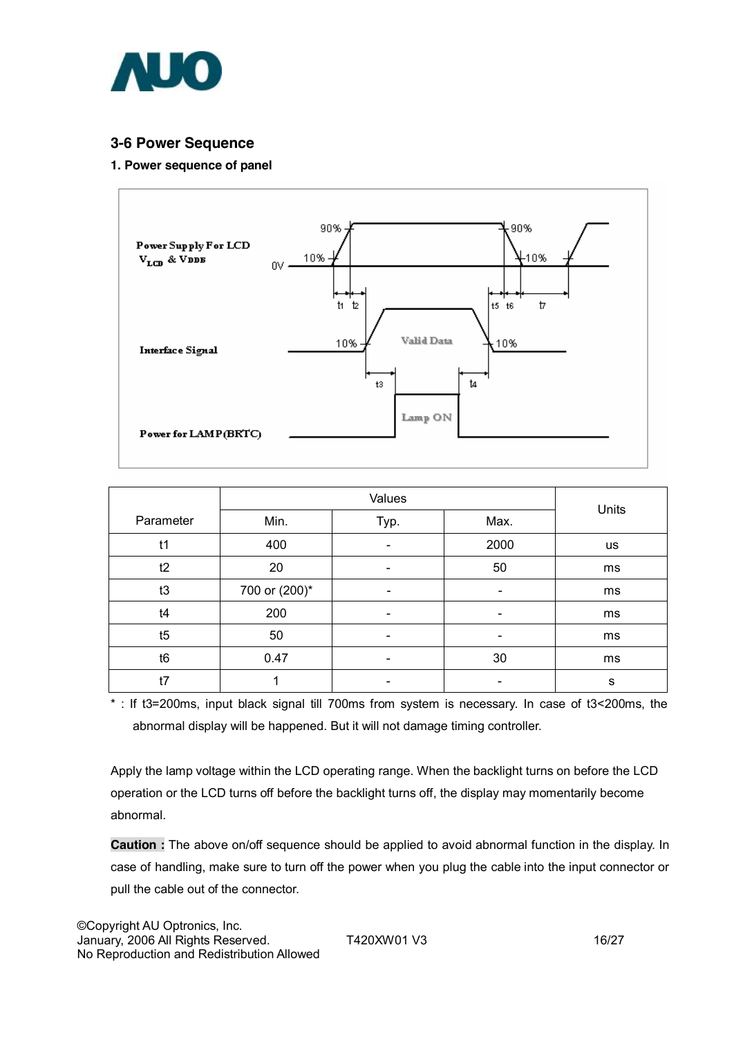## 3-6 Power Sequence

### 1. Power sequence of panel

| Parameter | Values | | | Units |
|---|---|---|---|---|
| | Min. | Typ. | Max. | |
| t1 | 400 | - | 2000 | us |
| t2 | 20 | - | 50 | ms |
| t3 | 700 or (200)* | - | - | ms |
| t4 | 200 | - | - | ms |
| t5 | 50 | - | - | ms |
| t6 | 0.47 | - | 30 | ms |
| t7 | 1 | - | - | s |

* : If t3=200ms, input black signal till 700ms from system is necessary. In case of t3<200ms, the abnormal display will be happened. But it will not damage timing controller.

Apply the lamp voltage within the LCD operating range. When the backlight turns on before the LCD operation or the LCD turns off before the backlight turns off, the display may momentarily become abnormal.

**Caution :** The above on/off sequence should be applied to avoid abnormal function in the display. In case of handling, make sure to turn off the power when you plug the cable into the input connector or pull the cable out of the connector.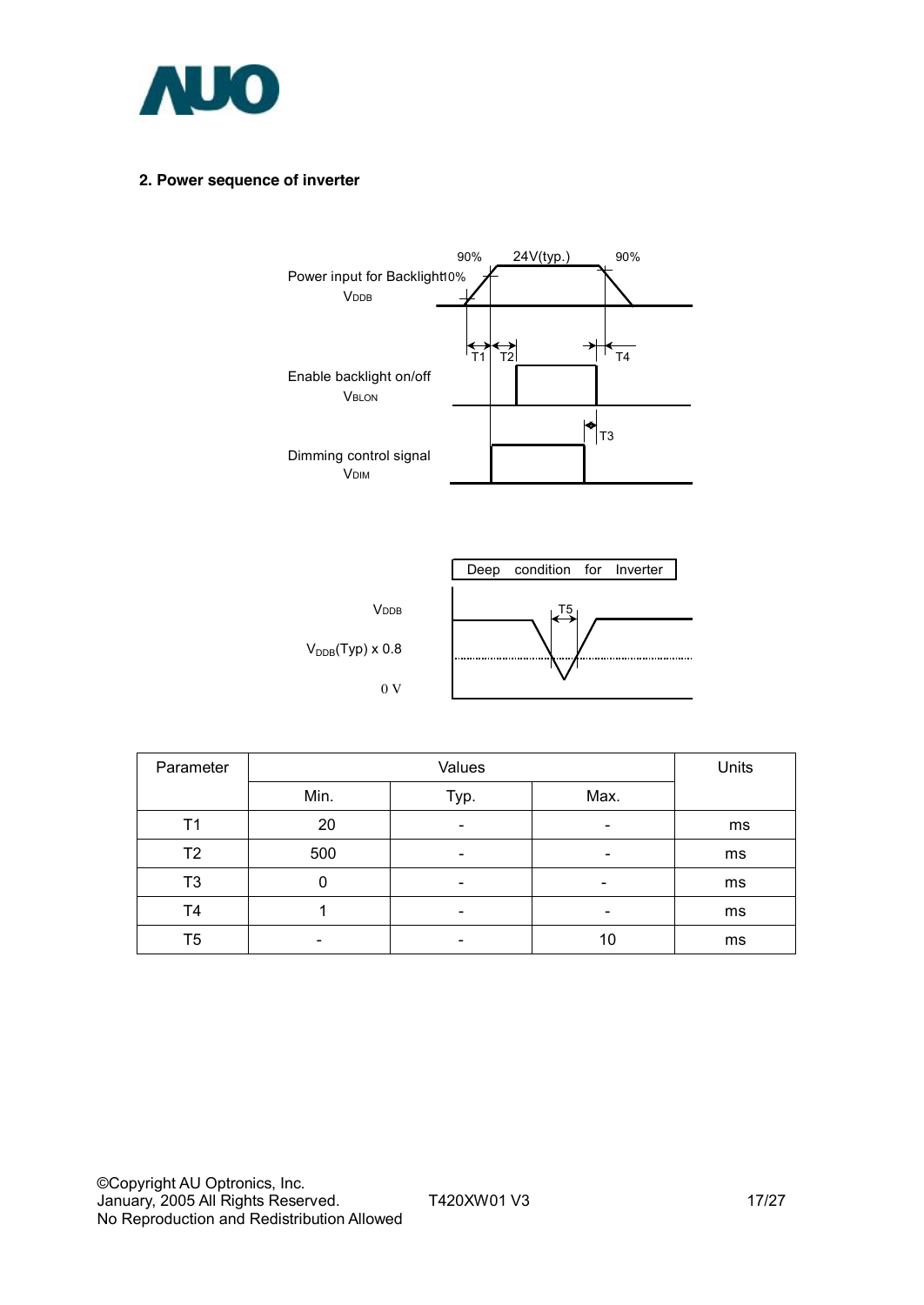## 2. Power sequence of inverter

Power input for Backlight $V_{DDB}$

90% 24V(typ.) 90% 10%

T1 T2 T4

Enable backlight on/off $V_{BLON}$

T3

Dimming control signal $V_{DIM}$

Deep condition for Inverter

$V_{DDB}$

$V_{DDB}$(Typ) x 0.8

0 V

T5

| Parameter | Values | | | Units |
|---|---|---|---|---|
| | Min. | Typ. | Max. | |
| T1 | 20 | - | - | ms |
| T2 | 500 | - | - | ms |
| T3 | 0 | - | - | ms |
| T4 | 1 | - | - | ms |
| T5 | - | - | 10 | ms |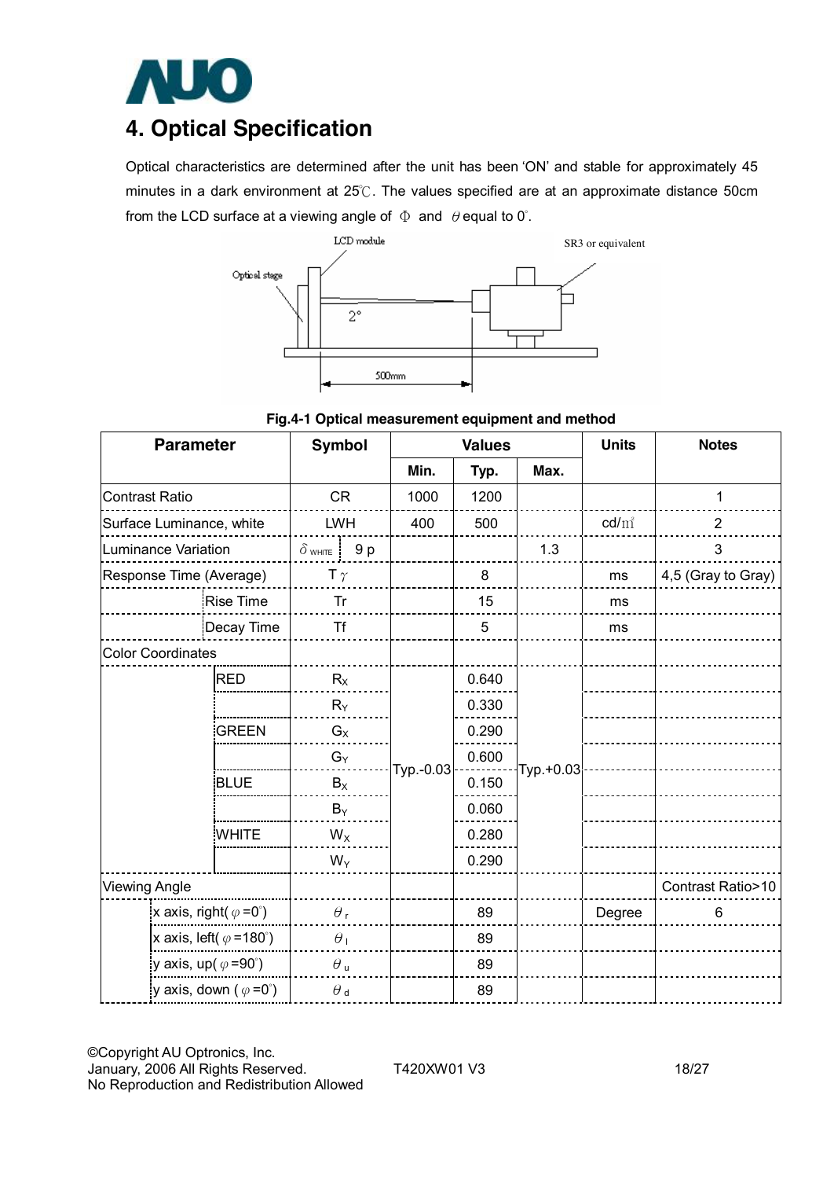# 4. Optical Specification

Optical characteristics are determined after the unit has been 'ON' and stable for approximately 45 minutes in a dark environment at 25℃. The values specified are at an approximate distance 50cm from the LCD surface at a viewing angle of Φ and θ equal to 0°.

**Fig.4-1 Optical measurement equipment and method**

| Parameter | | Symbol | Values | | | Units | Notes |
|---|---|---|---|---|---|---|---|
| | | | Min. | Typ. | Max. | | |
| Contrast Ratio | | CR | 1000 | 1200 | | | 1 |
| Surface Luminance, white | | LWH | 400 | 500 | | cd/㎡ | 2 |
| Luminance Variation | | $\delta_{WHITE}$ 9 p | | | 1.3 | | 3 |
| Response Time (Average) | | $T\gamma$ | | 8 | | ms | 4,5 (Gray to Gray) |
| | Rise Time | Tr | | 15 | | ms | |
| | Decay Time | Tf | | 5 | | ms | |
| Color Coordinates | | | | | | | |
| | RED | $R_X$ | Typ.-0.03 | 0.640 | Typ.+0.03 | | |
| | | $R_Y$ | | 0.330 | | | |
| | GREEN | $G_X$ | | 0.290 | | | |
| | | $G_Y$ | | 0.600 | | | |
| | BLUE | $B_X$ | | 0.150 | | | |
| | | $B_Y$ | | 0.060 | | | |
| | WHITE | $W_X$ | | 0.280 | | | |
| | | $W_Y$ | | 0.290 | | | |
| Viewing Angle | | | | | | | Contrast Ratio>10 |
| | x axis, right( $\varphi$ =0°) | $\theta_r$ | | 89 | | Degree | 6 |
| | x axis, left( $\varphi$ =180°) | $\theta_l$ | | 89 | | | |
| | y axis, up( $\varphi$ =90°) | $\theta_u$ | | 89 | | | |
| | y axis, down ( $\varphi$ =0°) | $\theta_d$ | | 89 | | | |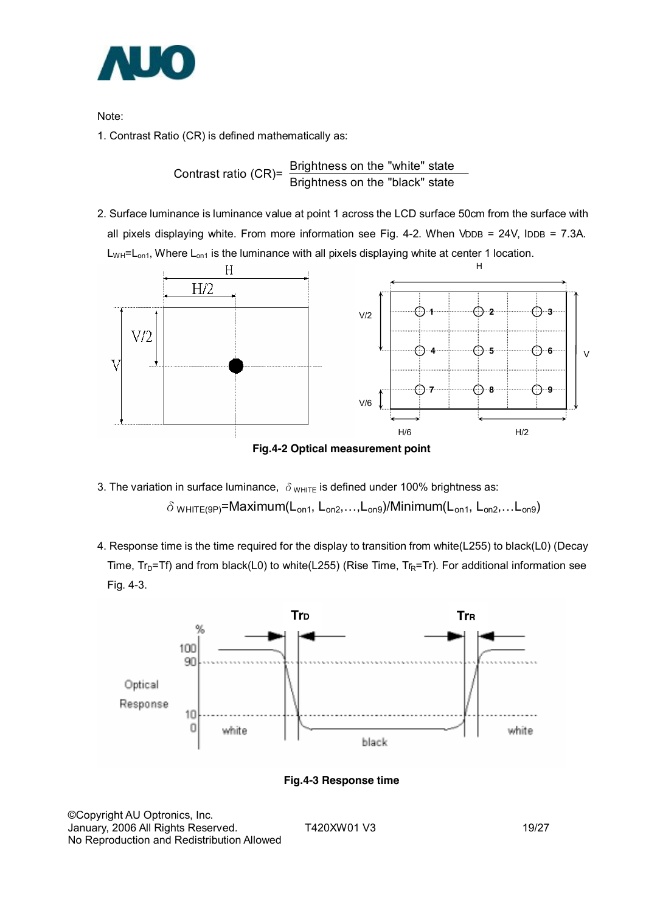Note:

1. Contrast Ratio (CR) is defined mathematically as:

$$\text{Contrast ratio (CR)} = \frac{\text{Brightness on the "white" state}}{\text{Brightness on the "black" state}}$$

2. Surface luminance is luminance value at point 1 across the LCD surface 50cm from the surface with all pixels displaying white. From more information see Fig. 4-2. When $V_{DDB}$ = 24V, $I_{DDB}$ = 7.3A. $L_{WH}$=$L_{on1}$, Where $L_{on1}$ is the luminance with all pixels displaying white at center 1 location.

Fig.4-2 Optical measurement point

3. The variation in surface luminance, $\delta_{WHITE}$ is defined under 100% brightness as:

$$\delta_{WHITE(9P)} = \text{Maximum}(L_{on1}, L_{on2}, \ldots, L_{on9}) / \text{Minimum}(L_{on1}, L_{on2}, \ldots L_{on9})$$

4. Response time is the time required for the display to transition from white(L255) to black(L0) (Decay Time, $Tr_D$=Tf) and from black(L0) to white(L255) (Rise Time, $Tr_R$=Tr). For additional information see Fig. 4-3.

Fig.4-3 Response time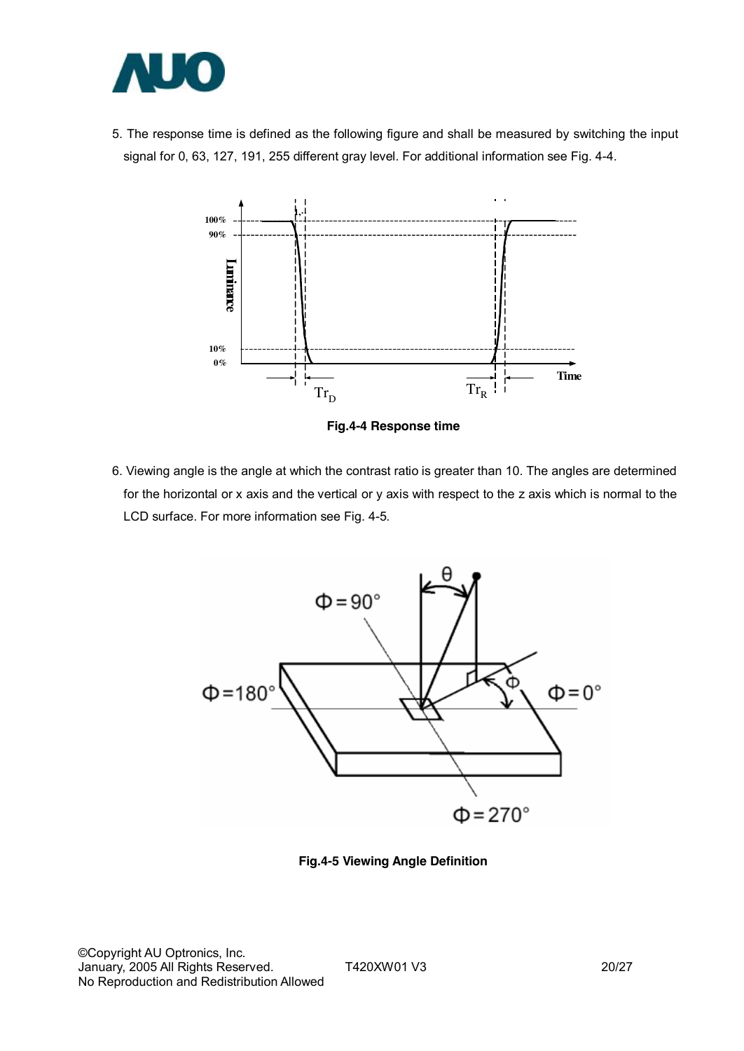5. The response time is defined as the following figure and shall be measured by switching the input signal for 0, 63, 127, 191, 255 different gray level. For additional information see Fig. 4-4.

**Fig.4-4 Response time**

6. Viewing angle is the angle at which the contrast ratio is greater than 10. The angles are determined for the horizontal or x axis and the vertical or y axis with respect to the z axis which is normal to the LCD surface. For more information see Fig. 4-5.

**Fig.4-5 Viewing Angle Definition**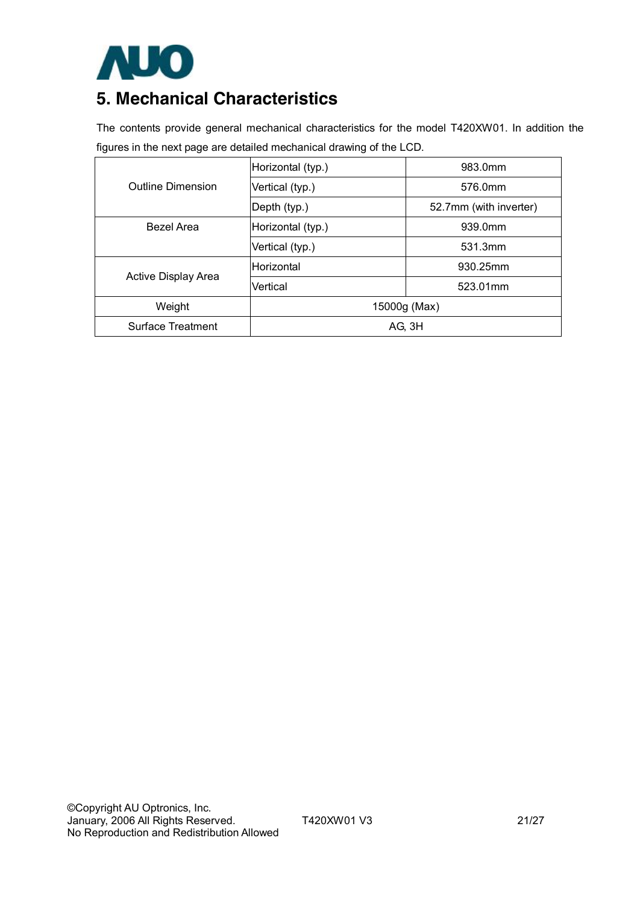## 5. Mechanical Characteristics

The contents provide general mechanical characteristics for the model T420XW01. In addition the figures in the next page are detailed mechanical drawing of the LCD.

| | | |
|---|---|---|
| Outline Dimension | Horizontal (typ.) | 983.0mm |
| | Vertical (typ.) | 576.0mm |
| | Depth (typ.) | 52.7mm (with inverter) |
| Bezel Area | Horizontal (typ.) | 939.0mm |
| | Vertical (typ.) | 531.3mm |
| Active Display Area | Horizontal | 930.25mm |
| | Vertical | 523.01mm |
| Weight | 15000g (Max) | |
| Surface Treatment | AG, 3H | |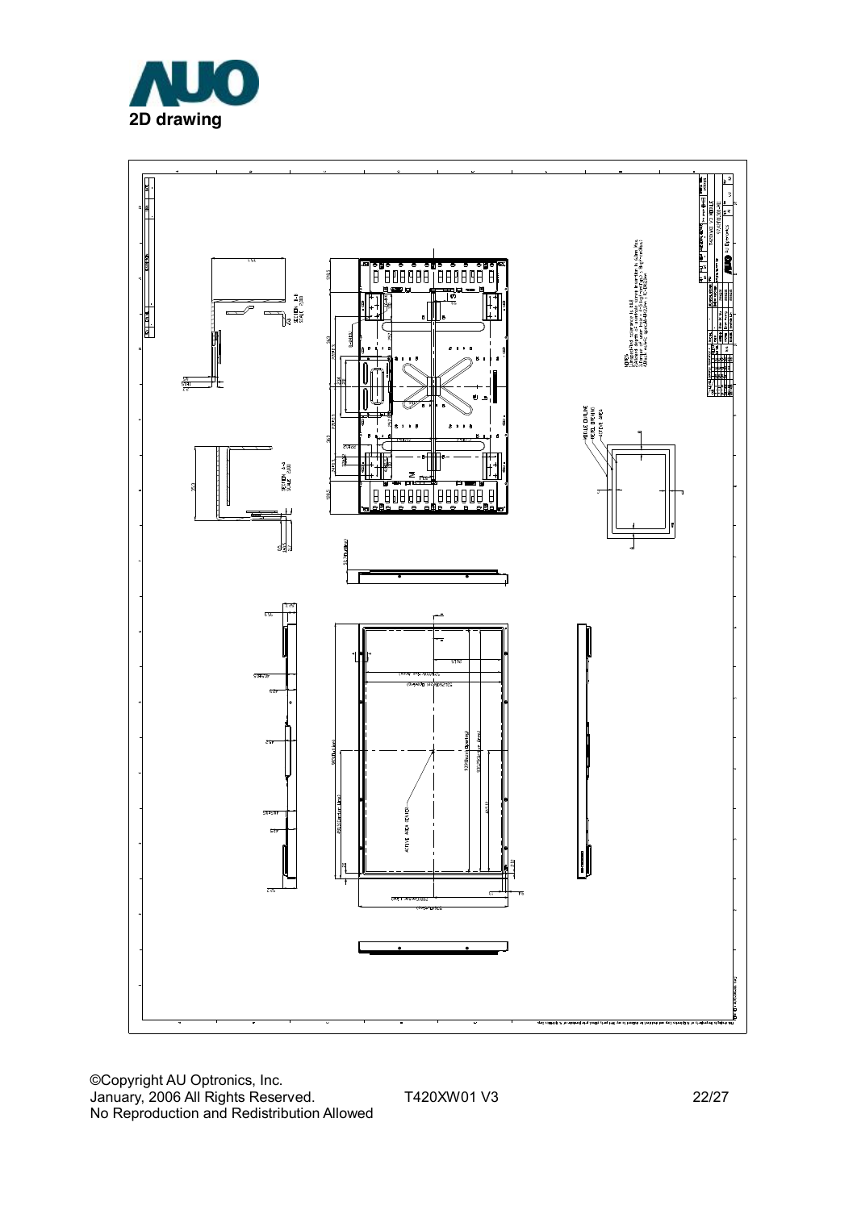## 2D drawing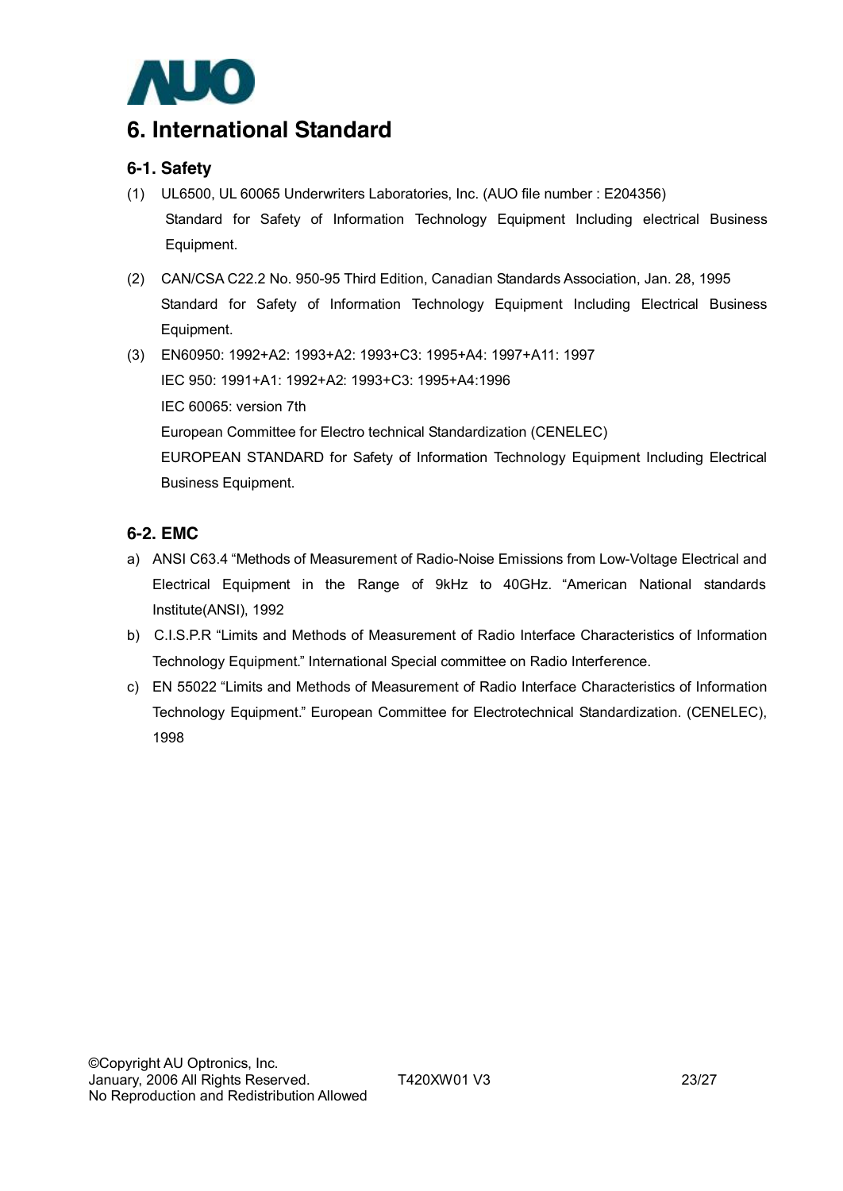# 6. International Standard

## 6-1. Safety

(1) UL6500, UL 60065 Underwriters Laboratories, Inc. (AUO file number : E204356)
Standard for Safety of Information Technology Equipment Including electrical Business Equipment.

(2) CAN/CSA C22.2 No. 950-95 Third Edition, Canadian Standards Association, Jan. 28, 1995
Standard for Safety of Information Technology Equipment Including Electrical Business Equipment.

(3) EN60950: 1992+A2: 1993+A2: 1993+C3: 1995+A4: 1997+A11: 1997
IEC 950: 1991+A1: 1992+A2: 1993+C3: 1995+A4:1996
IEC 60065: version 7th
European Committee for Electro technical Standardization (CENELEC)
EUROPEAN STANDARD for Safety of Information Technology Equipment Including Electrical Business Equipment.

## 6-2. EMC

a) ANSI C63.4 "Methods of Measurement of Radio-Noise Emissions from Low-Voltage Electrical and Electrical Equipment in the Range of 9kHz to 40GHz. "American National standards Institute(ANSI), 1992

b) C.I.S.P.R "Limits and Methods of Measurement of Radio Interface Characteristics of Information Technology Equipment." International Special committee on Radio Interference.

c) EN 55022 "Limits and Methods of Measurement of Radio Interface Characteristics of Information Technology Equipment." European Committee for Electrotechnical Standardization. (CENELEC), 1998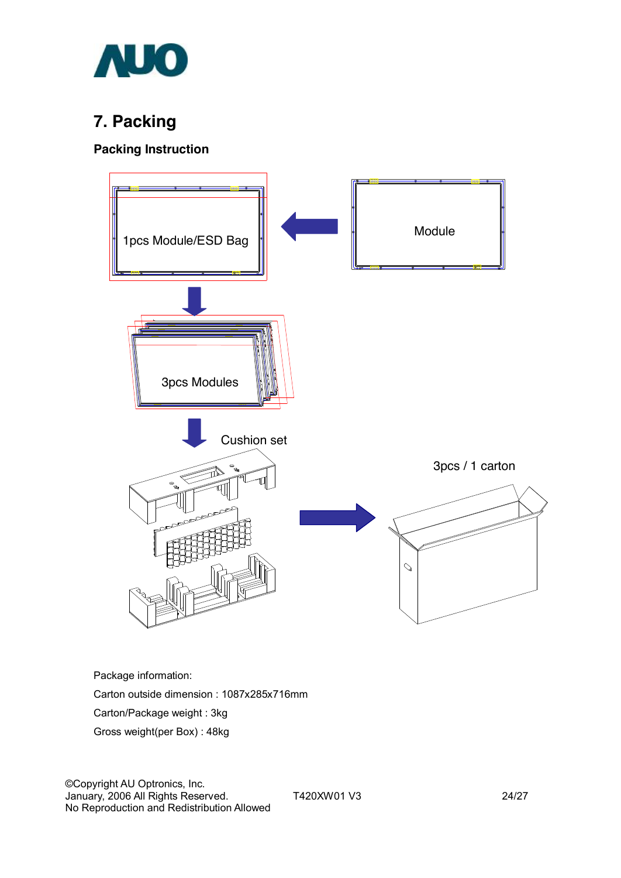# 7. Packing

## Packing Instruction

1pcs Module/ESD Bag

Module

3pcs Modules

Cushion set

3pcs / 1 carton

Package information:

Carton outside dimension : 1087x285x716mm

Carton/Package weight : 3kg

Gross weight(per Box) : 48kg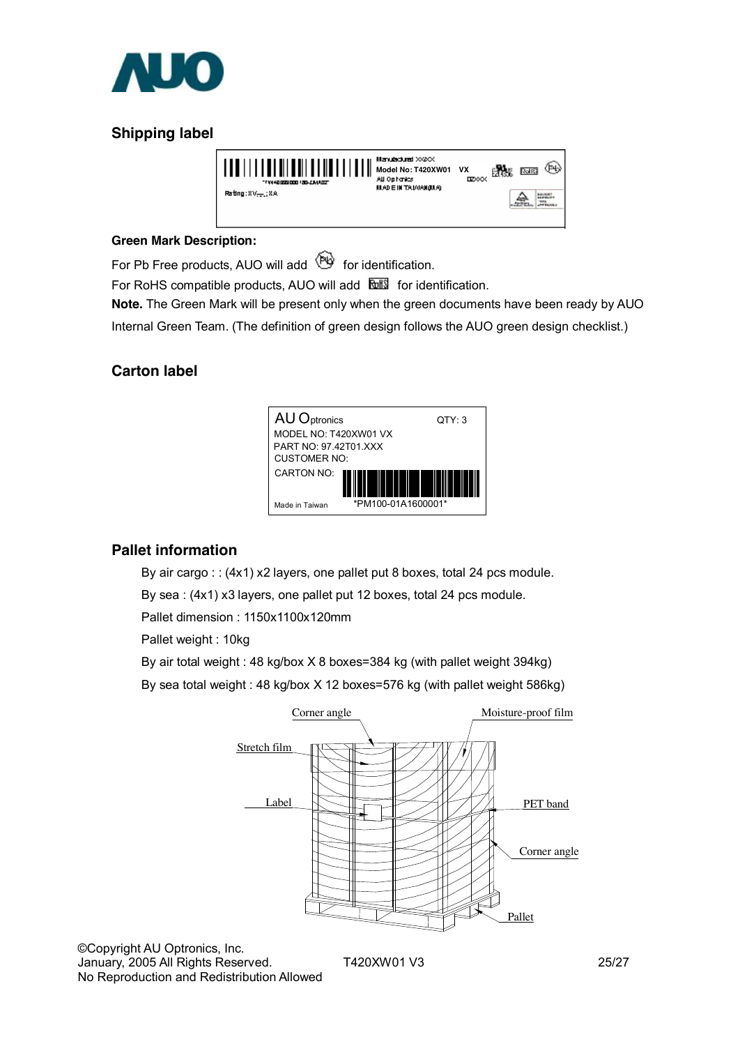## Shipping label

Manufactured XX/XX
Model No: T420XW01 VX
AU Optronics
MADE IN TAIWAN(MJA)

Rating: XV, XA

**Green Mark Description:**

For Pb Free products, AUO will add  for identification.

For RoHS compatible products, AUO will add  for identification.

**Note.** The Green Mark will be present only when the green documents have been ready by AUO Internal Green Team. (The definition of green design follows the AUO green design checklist.)

## Carton label

AU Optronics QTY: 3
MODEL NO: T420XW01 VX
PART NO: 97.42T01.XXX
CUSTOMER NO:
CARTON NO:
Made in Taiwan *PM100-01A1600001*

## Pallet information

By air cargo : : (4x1) x2 layers, one pallet put 8 boxes, total 24 pcs module.

By sea : (4x1) x3 layers, one pallet put 12 boxes, total 24 pcs module.

Pallet dimension : 1150x1100x120mm

Pallet weight : 10kg

By air total weight : 48 kg/box X 8 boxes=384 kg (with pallet weight 394kg)

By sea total weight : 48 kg/box X 12 boxes=576 kg (with pallet weight 586kg)

Corner angle, Moisture-proof film, Stretch film, Label, PET band, Corner angle, Pallet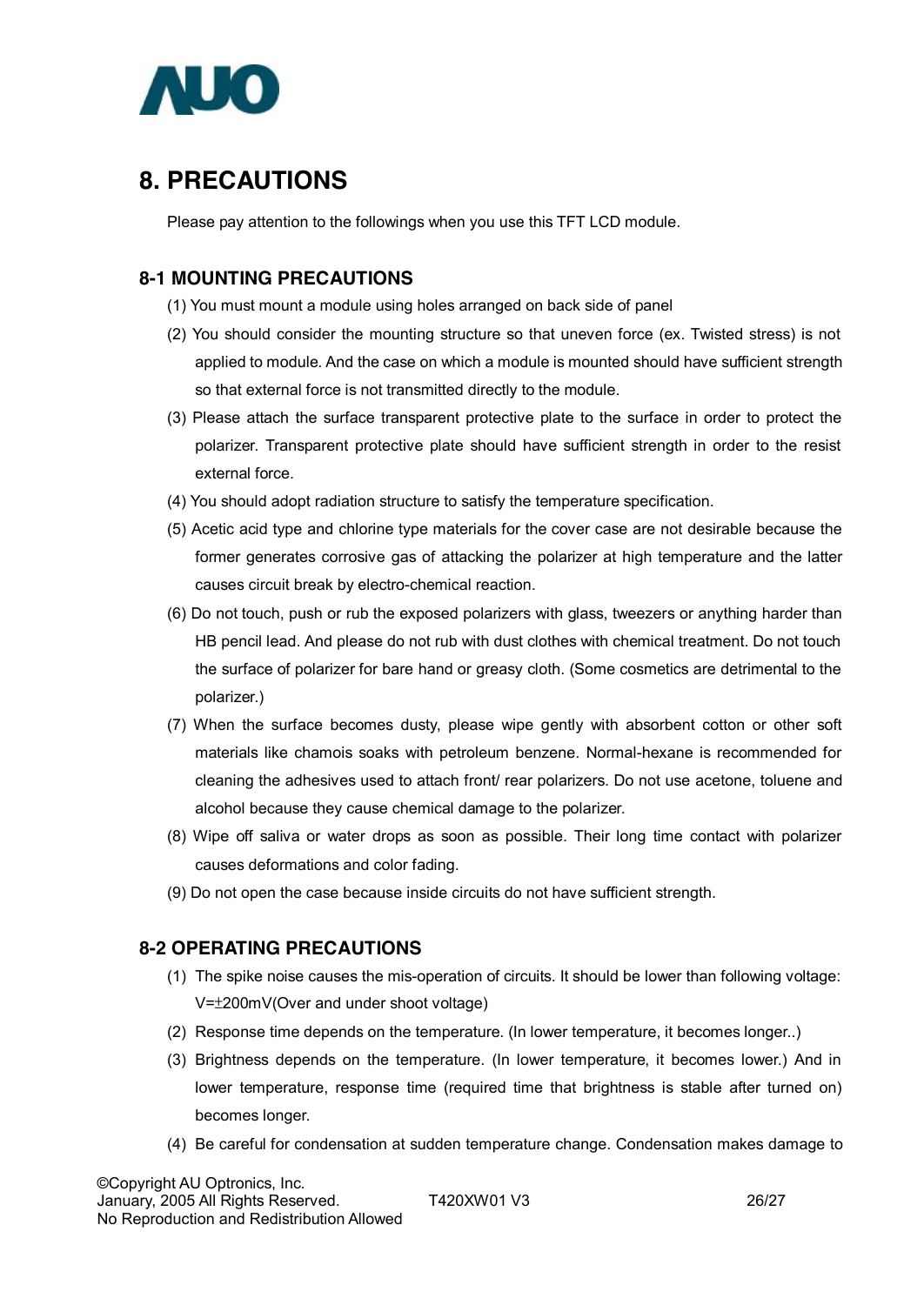## 8. PRECAUTIONS

Please pay attention to the followings when you use this TFT LCD module.

### 8-1 MOUNTING PRECAUTIONS

(1) You must mount a module using holes arranged on back side of panel

(2) You should consider the mounting structure so that uneven force (ex. Twisted stress) is not applied to module. And the case on which a module is mounted should have sufficient strength so that external force is not transmitted directly to the module.

(3) Please attach the surface transparent protective plate to the surface in order to protect the polarizer. Transparent protective plate should have sufficient strength in order to the resist external force.

(4) You should adopt radiation structure to satisfy the temperature specification.

(5) Acetic acid type and chlorine type materials for the cover case are not desirable because the former generates corrosive gas of attacking the polarizer at high temperature and the latter causes circuit break by electro-chemical reaction.

(6) Do not touch, push or rub the exposed polarizers with glass, tweezers or anything harder than HB pencil lead. And please do not rub with dust clothes with chemical treatment. Do not touch the surface of polarizer for bare hand or greasy cloth. (Some cosmetics are detrimental to the polarizer.)

(7) When the surface becomes dusty, please wipe gently with absorbent cotton or other soft materials like chamois soaks with petroleum benzene. Normal-hexane is recommended for cleaning the adhesives used to attach front/ rear polarizers. Do not use acetone, toluene and alcohol because they cause chemical damage to the polarizer.

(8) Wipe off saliva or water drops as soon as possible. Their long time contact with polarizer causes deformations and color fading.

(9) Do not open the case because inside circuits do not have sufficient strength.

### 8-2 OPERATING PRECAUTIONS

(1) The spike noise causes the mis-operation of circuits. It should be lower than following voltage: V=±200mV(Over and under shoot voltage)

(2) Response time depends on the temperature. (In lower temperature, it becomes longer..)

(3) Brightness depends on the temperature. (In lower temperature, it becomes lower.) And in lower temperature, response time (required time that brightness is stable after turned on) becomes longer.

(4) Be careful for condensation at sudden temperature change. Condensation makes damage to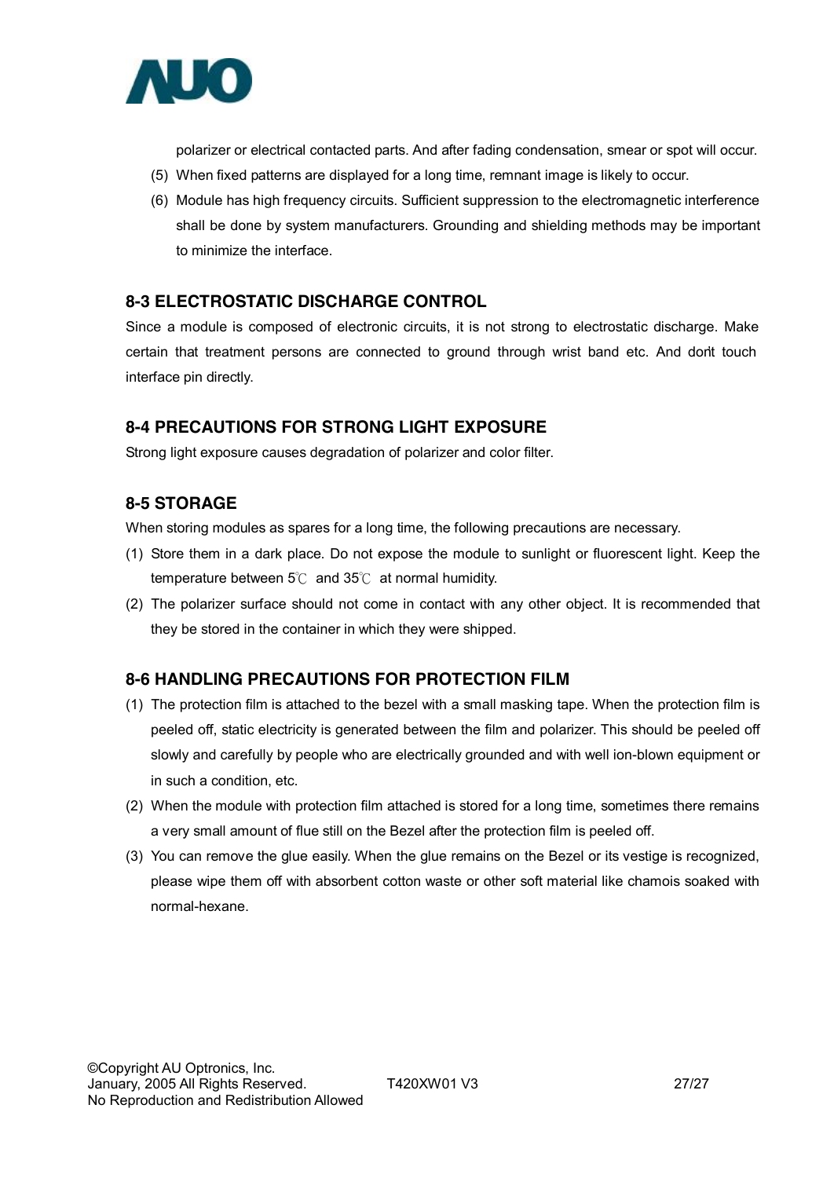polarizer or electrical contacted parts. And after fading condensation, smear or spot will occur.

(5) When fixed patterns are displayed for a long time, remnant image is likely to occur.

(6) Module has high frequency circuits. Sufficient suppression to the electromagnetic interference shall be done by system manufacturers. Grounding and shielding methods may be important to minimize the interface.

## 8-3 ELECTROSTATIC DISCHARGE CONTROL

Since a module is composed of electronic circuits, it is not strong to electrostatic discharge. Make certain that treatment persons are connected to ground through wrist band etc. And don't touch interface pin directly.

## 8-4 PRECAUTIONS FOR STRONG LIGHT EXPOSURE

Strong light exposure causes degradation of polarizer and color filter.

## 8-5 STORAGE

When storing modules as spares for a long time, the following precautions are necessary.

(1) Store them in a dark place. Do not expose the module to sunlight or fluorescent light. Keep the temperature between 5℃ and 35℃ at normal humidity.

(2) The polarizer surface should not come in contact with any other object. It is recommended that they be stored in the container in which they were shipped.

## 8-6 HANDLING PRECAUTIONS FOR PROTECTION FILM

(1) The protection film is attached to the bezel with a small masking tape. When the protection film is peeled off, static electricity is generated between the film and polarizer. This should be peeled off slowly and carefully by people who are electrically grounded and with well ion-blown equipment or in such a condition, etc.

(2) When the module with protection film attached is stored for a long time, sometimes there remains a very small amount of flue still on the Bezel after the protection film is peeled off.

(3) You can remove the glue easily. When the glue remains on the Bezel or its vestige is recognized, please wipe them off with absorbent cotton waste or other soft material like chamois soaked with normal-hexane.